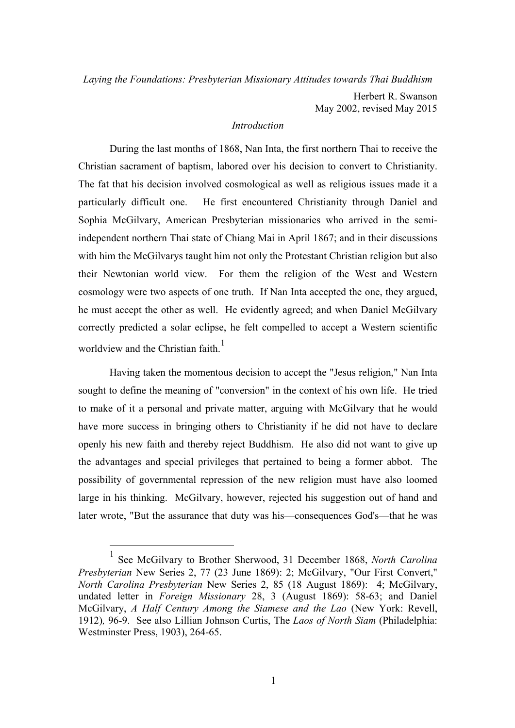*Laying the Foundations: Presbyterian Missionary Attitudes towards Thai Buddhism*

Herbert R. Swanson
May 2002, revised May 2015

*Introduction*

During the last months of 1868, Nan Inta, the first northern Thai to receive the Christian sacrament of baptism, labored over his decision to convert to Christianity. The fat that his decision involved cosmological as well as religious issues made it a particularly difficult one. He first encountered Christianity through Daniel and Sophia McGilvary, American Presbyterian missionaries who arrived in the semi-independent northern Thai state of Chiang Mai in April 1867; and in their discussions with him the McGilvarys taught him not only the Protestant Christian religion but also their Newtonian world view. For them the religion of the West and Western cosmology were two aspects of one truth. If Nan Inta accepted the one, they argued, he must accept the other as well. He evidently agreed; and when Daniel McGilvary correctly predicted a solar eclipse, he felt compelled to accept a Western scientific worldview and the Christian faith.[1]

Having taken the momentous decision to accept the "Jesus religion," Nan Inta sought to define the meaning of "conversion" in the context of his own life. He tried to make of it a personal and private matter, arguing with McGilvary that he would have more success in bringing others to Christianity if he did not have to declare openly his new faith and thereby reject Buddhism. He also did not want to give up the advantages and special privileges that pertained to being a former abbot. The possibility of governmental repression of the new religion must have also loomed large in his thinking. McGilvary, however, rejected his suggestion out of hand and later wrote, "But the assurance that duty was his—consequences God's—that he was

---

[1] See McGilvary to Brother Sherwood, 31 December 1868, *North Carolina Presbyterian* New Series 2, 77 (23 June 1869): 2; McGilvary, "Our First Convert," *North Carolina Presbyterian* New Series 2, 85 (18 August 1869): 4; McGilvary, undated letter in *Foreign Missionary* 28, 3 (August 1869): 58-63; and Daniel McGilvary, *A Half Century Among the Siamese and the Lao* (New York: Revell, 1912), 96-9. See also Lillian Johnson Curtis, The *Laos of North Siam* (Philadelphia: Westminster Press, 1903), 264-65.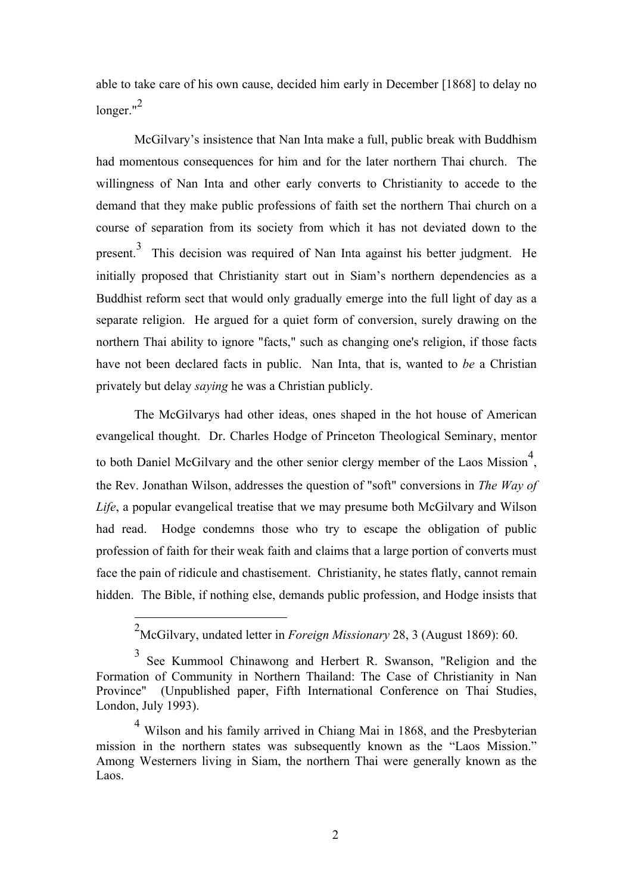able to take care of his own cause, decided him early in December [1868] to delay no longer."[2]

McGilvary's insistence that Nan Inta make a full, public break with Buddhism had momentous consequences for him and for the later northern Thai church. The willingness of Nan Inta and other early converts to Christianity to accede to the demand that they make public professions of faith set the northern Thai church on a course of separation from its society from which it has not deviated down to the present.[3] This decision was required of Nan Inta against his better judgment. He initially proposed that Christianity start out in Siam's northern dependencies as a Buddhist reform sect that would only gradually emerge into the full light of day as a separate religion. He argued for a quiet form of conversion, surely drawing on the northern Thai ability to ignore "facts," such as changing one's religion, if those facts have not been declared facts in public. Nan Inta, that is, wanted to *be* a Christian privately but delay *saying* he was a Christian publicly.

The McGilvarys had other ideas, ones shaped in the hot house of American evangelical thought. Dr. Charles Hodge of Princeton Theological Seminary, mentor to both Daniel McGilvary and the other senior clergy member of the Laos Mission[4], the Rev. Jonathan Wilson, addresses the question of "soft" conversions in *The Way of Life*, a popular evangelical treatise that we may presume both McGilvary and Wilson had read. Hodge condemns those who try to escape the obligation of public profession of faith for their weak faith and claims that a large portion of converts must face the pain of ridicule and chastisement. Christianity, he states flatly, cannot remain hidden. The Bible, if nothing else, demands public profession, and Hodge insists that

---

[2] McGilvary, undated letter in *Foreign Missionary* 28, 3 (August 1869): 60.

[3] See Kummool Chinawong and Herbert R. Swanson, "Religion and the Formation of Community in Northern Thailand: The Case of Christianity in Nan Province" (Unpublished paper, Fifth International Conference on Thai Studies, London, July 1993).

[4] Wilson and his family arrived in Chiang Mai in 1868, and the Presbyterian mission in the northern states was subsequently known as the "Laos Mission." Among Westerners living in Siam, the northern Thai were generally known as the Laos.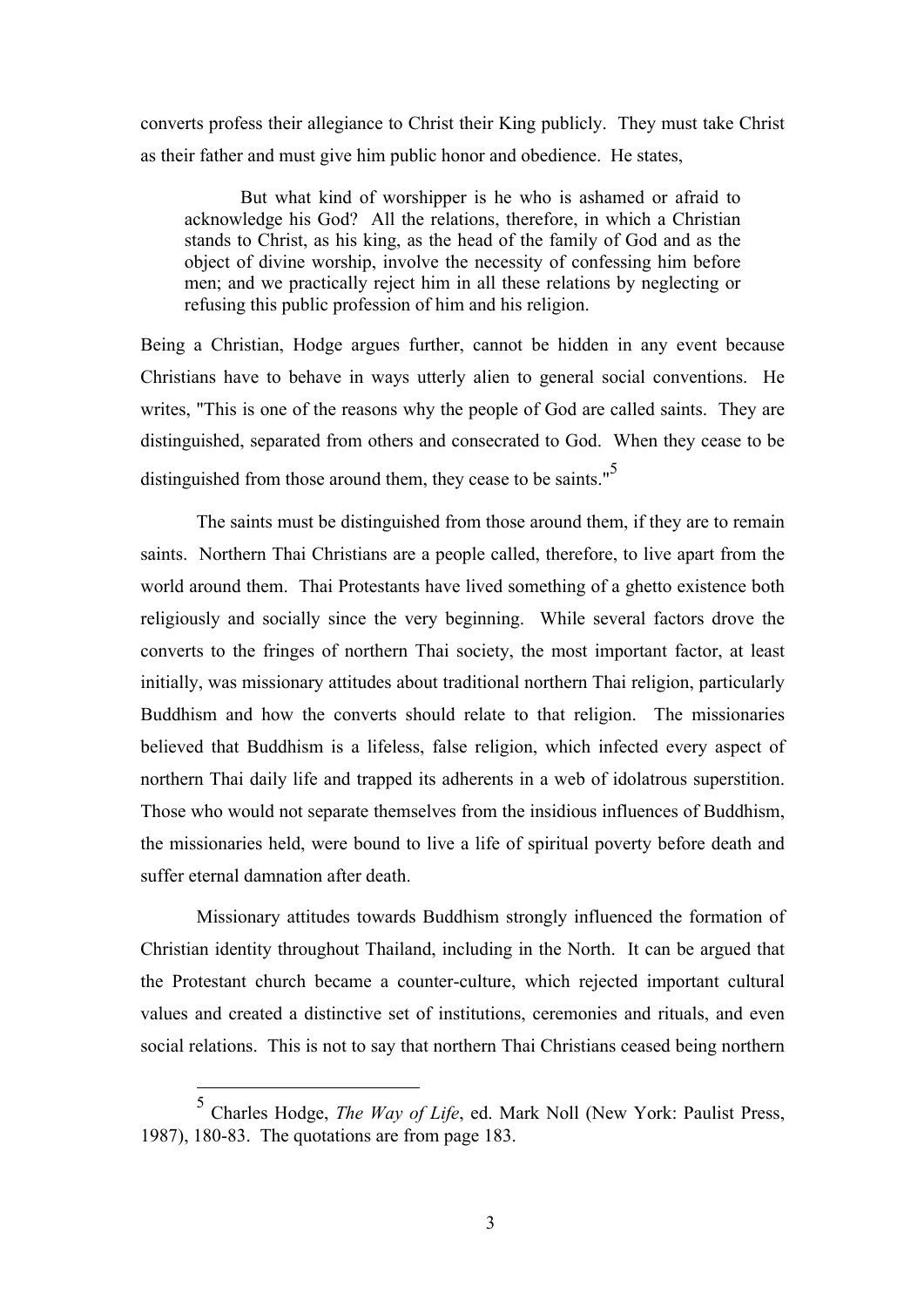converts profess their allegiance to Christ their King publicly. They must take Christ as their father and must give him public honor and obedience. He states,

> But what kind of worshipper is he who is ashamed or afraid to acknowledge his God? All the relations, therefore, in which a Christian stands to Christ, as his king, as the head of the family of God and as the object of divine worship, involve the necessity of confessing him before men; and we practically reject him in all these relations by neglecting or refusing this public profession of him and his religion.

Being a Christian, Hodge argues further, cannot be hidden in any event because Christians have to behave in ways utterly alien to general social conventions. He writes, "This is one of the reasons why the people of God are called saints. They are distinguished, separated from others and consecrated to God. When they cease to be distinguished from those around them, they cease to be saints."[5]

The saints must be distinguished from those around them, if they are to remain saints. Northern Thai Christians are a people called, therefore, to live apart from the world around them. Thai Protestants have lived something of a ghetto existence both religiously and socially since the very beginning. While several factors drove the converts to the fringes of northern Thai society, the most important factor, at least initially, was missionary attitudes about traditional northern Thai religion, particularly Buddhism and how the converts should relate to that religion. The missionaries believed that Buddhism is a lifeless, false religion, which infected every aspect of northern Thai daily life and trapped its adherents in a web of idolatrous superstition. Those who would not separate themselves from the insidious influences of Buddhism, the missionaries held, were bound to live a life of spiritual poverty before death and suffer eternal damnation after death.

Missionary attitudes towards Buddhism strongly influenced the formation of Christian identity throughout Thailand, including in the North. It can be argued that the Protestant church became a counter-culture, which rejected important cultural values and created a distinctive set of institutions, ceremonies and rituals, and even social relations. This is not to say that northern Thai Christians ceased being northern

---

[5] Charles Hodge, *The Way of Life*, ed. Mark Noll (New York: Paulist Press, 1987), 180-83. The quotations are from page 183.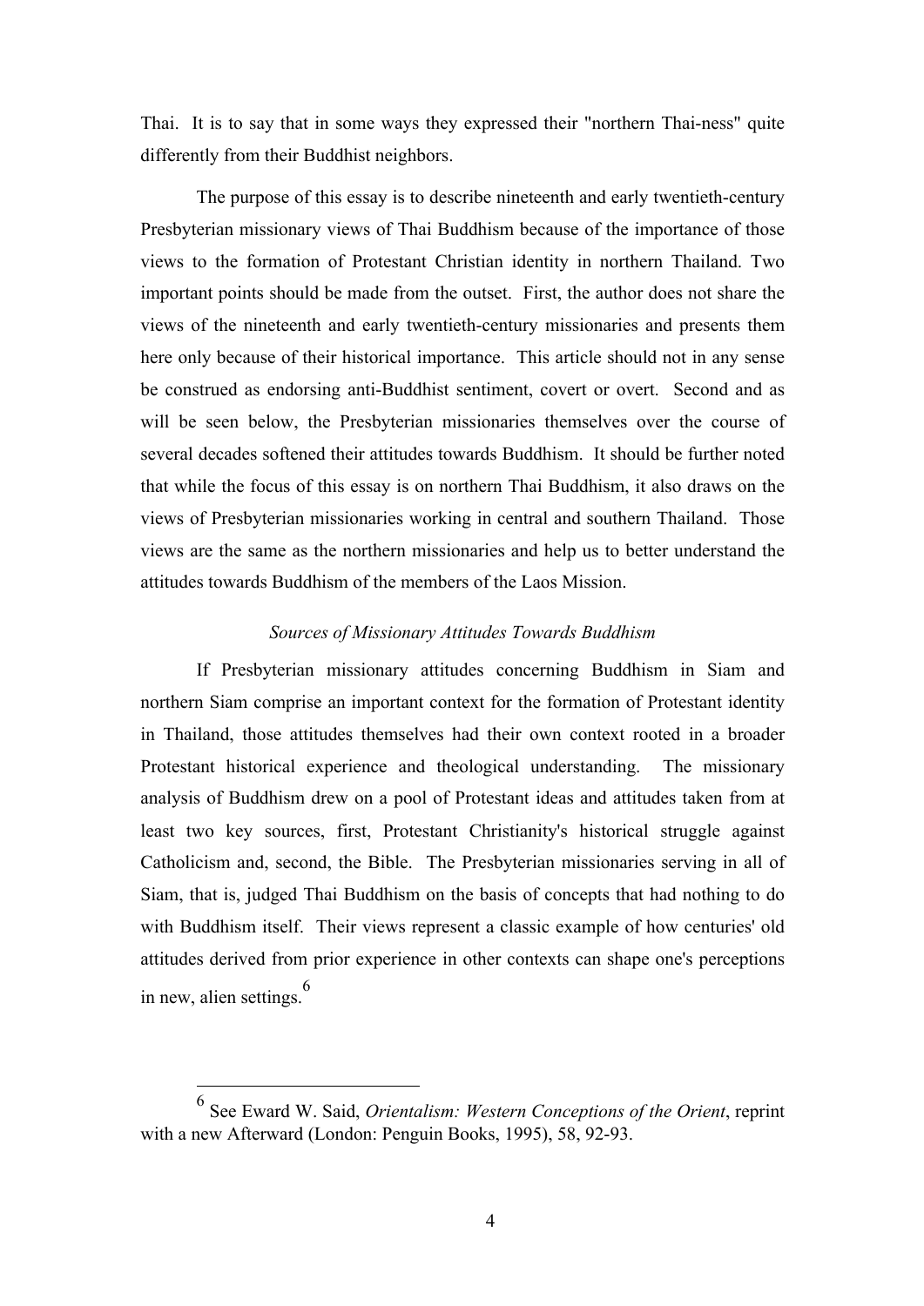Thai. It is to say that in some ways they expressed their "northern Thai-ness" quite differently from their Buddhist neighbors.

The purpose of this essay is to describe nineteenth and early twentieth-century Presbyterian missionary views of Thai Buddhism because of the importance of those views to the formation of Protestant Christian identity in northern Thailand. Two important points should be made from the outset. First, the author does not share the views of the nineteenth and early twentieth-century missionaries and presents them here only because of their historical importance. This article should not in any sense be construed as endorsing anti-Buddhist sentiment, covert or overt. Second and as will be seen below, the Presbyterian missionaries themselves over the course of several decades softened their attitudes towards Buddhism. It should be further noted that while the focus of this essay is on northern Thai Buddhism, it also draws on the views of Presbyterian missionaries working in central and southern Thailand. Those views are the same as the northern missionaries and help us to better understand the attitudes towards Buddhism of the members of the Laos Mission.

### *Sources of Missionary Attitudes Towards Buddhism*

If Presbyterian missionary attitudes concerning Buddhism in Siam and northern Siam comprise an important context for the formation of Protestant identity in Thailand, those attitudes themselves had their own context rooted in a broader Protestant historical experience and theological understanding. The missionary analysis of Buddhism drew on a pool of Protestant ideas and attitudes taken from at least two key sources, first, Protestant Christianity's historical struggle against Catholicism and, second, the Bible. The Presbyterian missionaries serving in all of Siam, that is, judged Thai Buddhism on the basis of concepts that had nothing to do with Buddhism itself. Their views represent a classic example of how centuries' old attitudes derived from prior experience in other contexts can shape one's perceptions in new, alien settings.[6]

---

[6] See Eward W. Said, *Orientalism: Western Conceptions of the Orient*, reprint with a new Afterward (London: Penguin Books, 1995), 58, 92-93.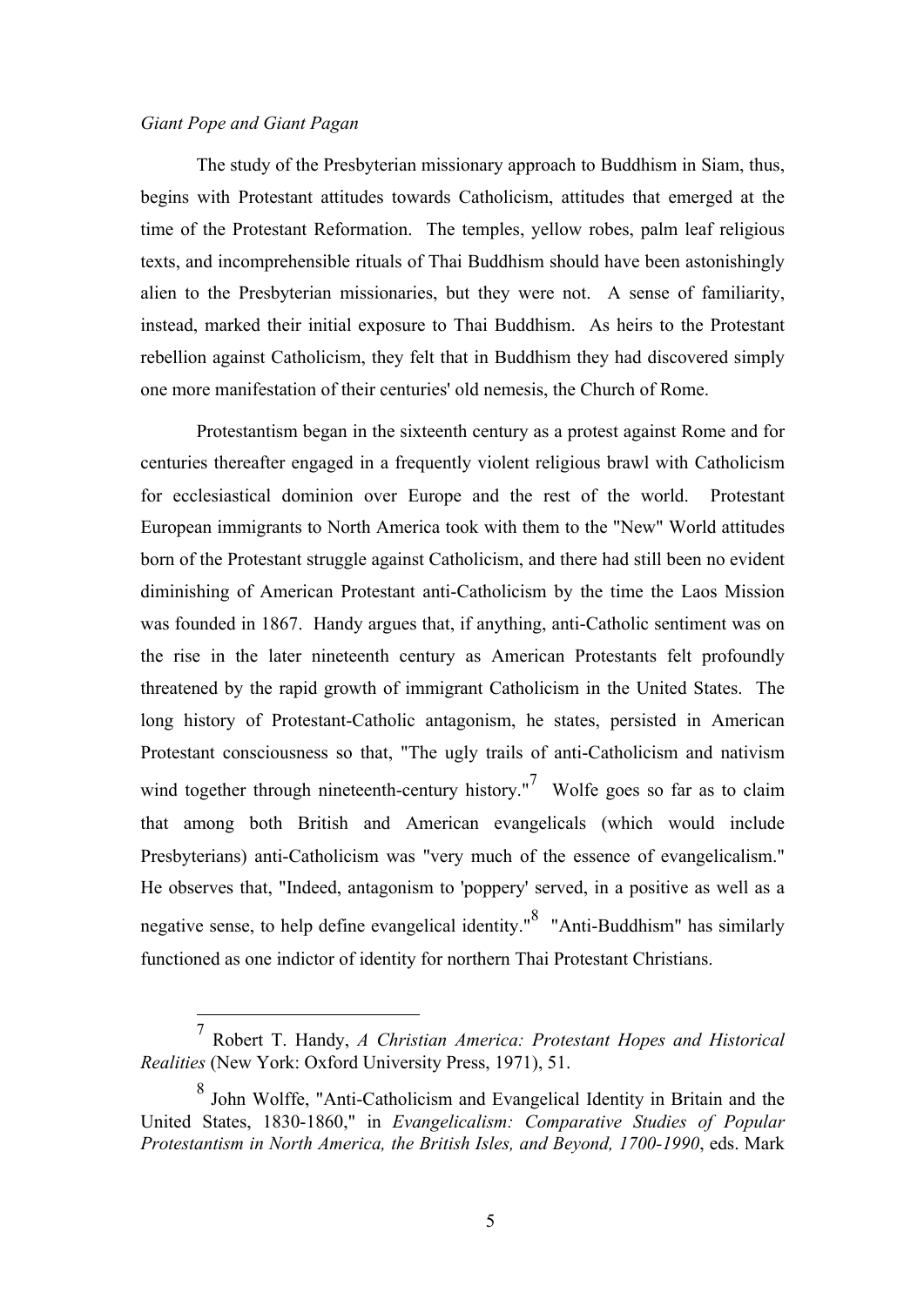*Giant Pope and Giant Pagan*

The study of the Presbyterian missionary approach to Buddhism in Siam, thus, begins with Protestant attitudes towards Catholicism, attitudes that emerged at the time of the Protestant Reformation. The temples, yellow robes, palm leaf religious texts, and incomprehensible rituals of Thai Buddhism should have been astonishingly alien to the Presbyterian missionaries, but they were not. A sense of familiarity, instead, marked their initial exposure to Thai Buddhism. As heirs to the Protestant rebellion against Catholicism, they felt that in Buddhism they had discovered simply one more manifestation of their centuries' old nemesis, the Church of Rome.

Protestantism began in the sixteenth century as a protest against Rome and for centuries thereafter engaged in a frequently violent religious brawl with Catholicism for ecclesiastical dominion over Europe and the rest of the world. Protestant European immigrants to North America took with them to the "New" World attitudes born of the Protestant struggle against Catholicism, and there had still been no evident diminishing of American Protestant anti-Catholicism by the time the Laos Mission was founded in 1867. Handy argues that, if anything, anti-Catholic sentiment was on the rise in the later nineteenth century as American Protestants felt profoundly threatened by the rapid growth of immigrant Catholicism in the United States. The long history of Protestant-Catholic antagonism, he states, persisted in American Protestant consciousness so that, "The ugly trails of anti-Catholicism and nativism wind together through nineteenth-century history."[7] Wolfe goes so far as to claim that among both British and American evangelicals (which would include Presbyterians) anti-Catholicism was "very much of the essence of evangelicalism." He observes that, "Indeed, antagonism to 'poppery' served, in a positive as well as a negative sense, to help define evangelical identity."[8] "Anti-Buddhism" has similarly functioned as one indictor of identity for northern Thai Protestant Christians.

---

[7] Robert T. Handy, *A Christian America: Protestant Hopes and Historical Realities* (New York: Oxford University Press, 1971), 51.

[8] John Wolffe, "Anti-Catholicism and Evangelical Identity in Britain and the United States, 1830-1860," in *Evangelicalism: Comparative Studies of Popular Protestantism in North America, the British Isles, and Beyond, 1700-1990*, eds. Mark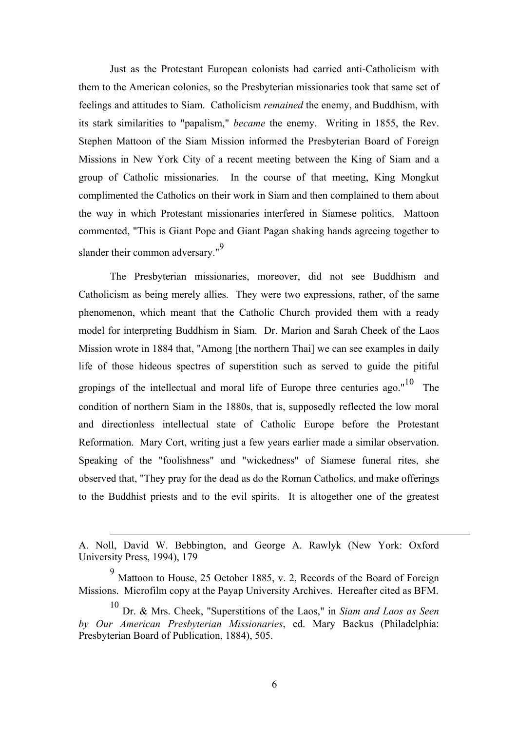Just as the Protestant European colonists had carried anti-Catholicism with them to the American colonies, so the Presbyterian missionaries took that same set of feelings and attitudes to Siam. Catholicism *remained* the enemy, and Buddhism, with its stark similarities to "papalism," *became* the enemy. Writing in 1855, the Rev. Stephen Mattoon of the Siam Mission informed the Presbyterian Board of Foreign Missions in New York City of a recent meeting between the King of Siam and a group of Catholic missionaries. In the course of that meeting, King Mongkut complimented the Catholics on their work in Siam and then complained to them about the way in which Protestant missionaries interfered in Siamese politics. Mattoon commented, "This is Giant Pope and Giant Pagan shaking hands agreeing together to slander their common adversary."[9]

The Presbyterian missionaries, moreover, did not see Buddhism and Catholicism as being merely allies. They were two expressions, rather, of the same phenomenon, which meant that the Catholic Church provided them with a ready model for interpreting Buddhism in Siam. Dr. Marion and Sarah Cheek of the Laos Mission wrote in 1884 that, "Among [the northern Thai] we can see examples in daily life of those hideous spectres of superstition such as served to guide the pitiful gropings of the intellectual and moral life of Europe three centuries ago."[10] The condition of northern Siam in the 1880s, that is, supposedly reflected the low moral and directionless intellectual state of Catholic Europe before the Protestant Reformation. Mary Cort, writing just a few years earlier made a similar observation. Speaking of the "foolishness" and "wickedness" of Siamese funeral rites, she observed that, "They pray for the dead as do the Roman Catholics, and make offerings to the Buddhist priests and to the evil spirits. It is altogether one of the greatest

---

A. Noll, David W. Bebbington, and George A. Rawlyk (New York: Oxford University Press, 1994), 179

[9] Mattoon to House, 25 October 1885, v. 2, Records of the Board of Foreign Missions. Microfilm copy at the Payap University Archives. Hereafter cited as BFM.

[10] Dr. & Mrs. Cheek, "Superstitions of the Laos," in *Siam and Laos as Seen by Our American Presbyterian Missionaries*, ed. Mary Backus (Philadelphia: Presbyterian Board of Publication, 1884), 505.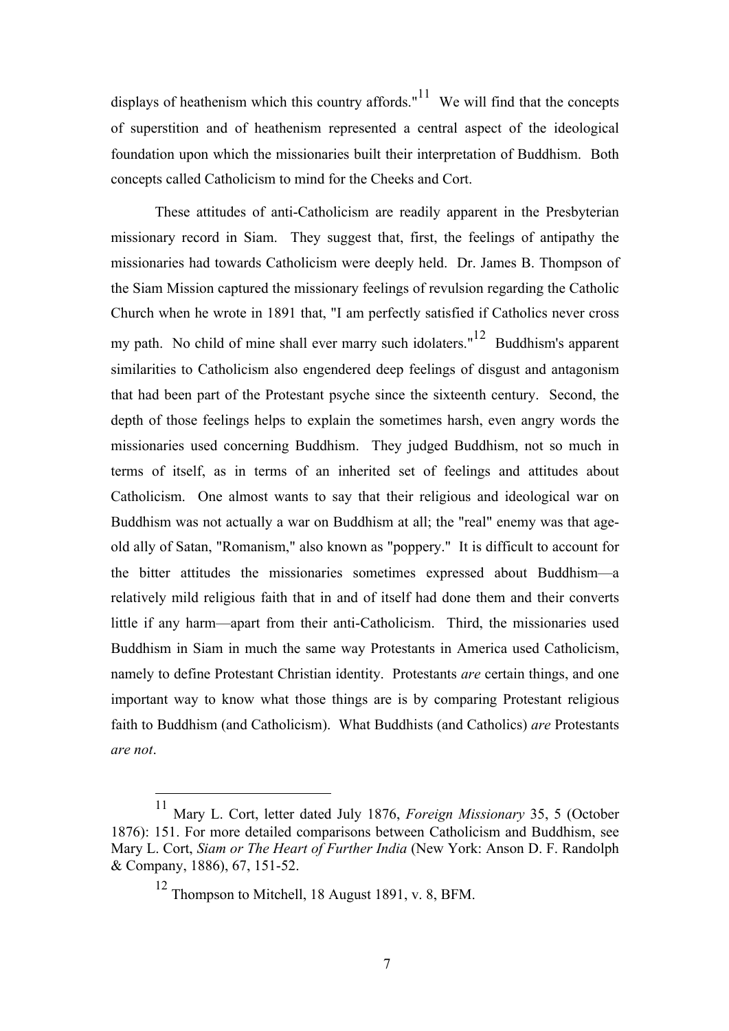displays of heathenism which this country affords."[11] We will find that the concepts of superstition and of heathenism represented a central aspect of the ideological foundation upon which the missionaries built their interpretation of Buddhism. Both concepts called Catholicism to mind for the Cheeks and Cort.

These attitudes of anti-Catholicism are readily apparent in the Presbyterian missionary record in Siam. They suggest that, first, the feelings of antipathy the missionaries had towards Catholicism were deeply held. Dr. James B. Thompson of the Siam Mission captured the missionary feelings of revulsion regarding the Catholic Church when he wrote in 1891 that, "I am perfectly satisfied if Catholics never cross my path. No child of mine shall ever marry such idolaters."[12] Buddhism's apparent similarities to Catholicism also engendered deep feelings of disgust and antagonism that had been part of the Protestant psyche since the sixteenth century. Second, the depth of those feelings helps to explain the sometimes harsh, even angry words the missionaries used concerning Buddhism. They judged Buddhism, not so much in terms of itself, as in terms of an inherited set of feelings and attitudes about Catholicism. One almost wants to say that their religious and ideological war on Buddhism was not actually a war on Buddhism at all; the "real" enemy was that age-old ally of Satan, "Romanism," also known as "poppery." It is difficult to account for the bitter attitudes the missionaries sometimes expressed about Buddhism—a relatively mild religious faith that in and of itself had done them and their converts little if any harm—apart from their anti-Catholicism. Third, the missionaries used Buddhism in Siam in much the same way Protestants in America used Catholicism, namely to define Protestant Christian identity. Protestants *are* certain things, and one important way to know what those things are is by comparing Protestant religious faith to Buddhism (and Catholicism). What Buddhists (and Catholics) *are* Protestants *are not*.

---

[11] Mary L. Cort, letter dated July 1876, *Foreign Missionary* 35, 5 (October 1876): 151. For more detailed comparisons between Catholicism and Buddhism, see Mary L. Cort, *Siam or The Heart of Further India* (New York: Anson D. F. Randolph & Company, 1886), 67, 151-52.

[12] Thompson to Mitchell, 18 August 1891, v. 8, BFM.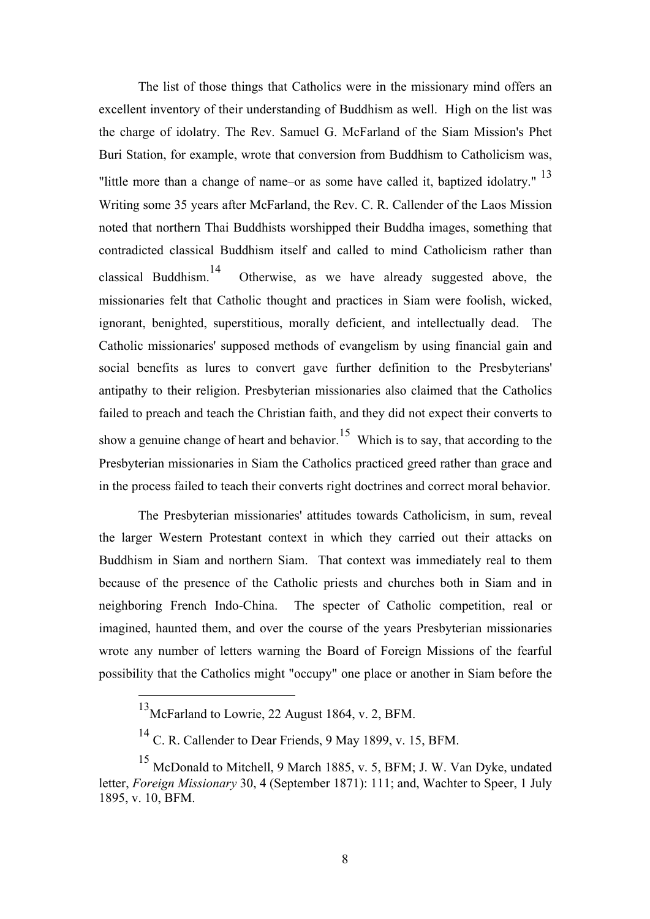The list of those things that Catholics were in the missionary mind offers an excellent inventory of their understanding of Buddhism as well. High on the list was the charge of idolatry. The Rev. Samuel G. McFarland of the Siam Mission's Phet Buri Station, for example, wrote that conversion from Buddhism to Catholicism was, "little more than a change of name–or as some have called it, baptized idolatry." [13] Writing some 35 years after McFarland, the Rev. C. R. Callender of the Laos Mission noted that northern Thai Buddhists worshipped their Buddha images, something that contradicted classical Buddhism itself and called to mind Catholicism rather than classical Buddhism.[14] Otherwise, as we have already suggested above, the missionaries felt that Catholic thought and practices in Siam were foolish, wicked, ignorant, benighted, superstitious, morally deficient, and intellectually dead. The Catholic missionaries' supposed methods of evangelism by using financial gain and social benefits as lures to convert gave further definition to the Presbyterians' antipathy to their religion. Presbyterian missionaries also claimed that the Catholics failed to preach and teach the Christian faith, and they did not expect their converts to show a genuine change of heart and behavior.[15] Which is to say, that according to the Presbyterian missionaries in Siam the Catholics practiced greed rather than grace and in the process failed to teach their converts right doctrines and correct moral behavior.

The Presbyterian missionaries' attitudes towards Catholicism, in sum, reveal the larger Western Protestant context in which they carried out their attacks on Buddhism in Siam and northern Siam. That context was immediately real to them because of the presence of the Catholic priests and churches both in Siam and in neighboring French Indo-China. The specter of Catholic competition, real or imagined, haunted them, and over the course of the years Presbyterian missionaries wrote any number of letters warning the Board of Foreign Missions of the fearful possibility that the Catholics might "occupy" one place or another in Siam before the

---

[13] McFarland to Lowrie, 22 August 1864, v. 2, BFM.

[14] C. R. Callender to Dear Friends, 9 May 1899, v. 15, BFM.

[15] McDonald to Mitchell, 9 March 1885, v. 5, BFM; J. W. Van Dyke, undated letter, *Foreign Missionary* 30, 4 (September 1871): 111; and, Wachter to Speer, 1 July 1895, v. 10, BFM.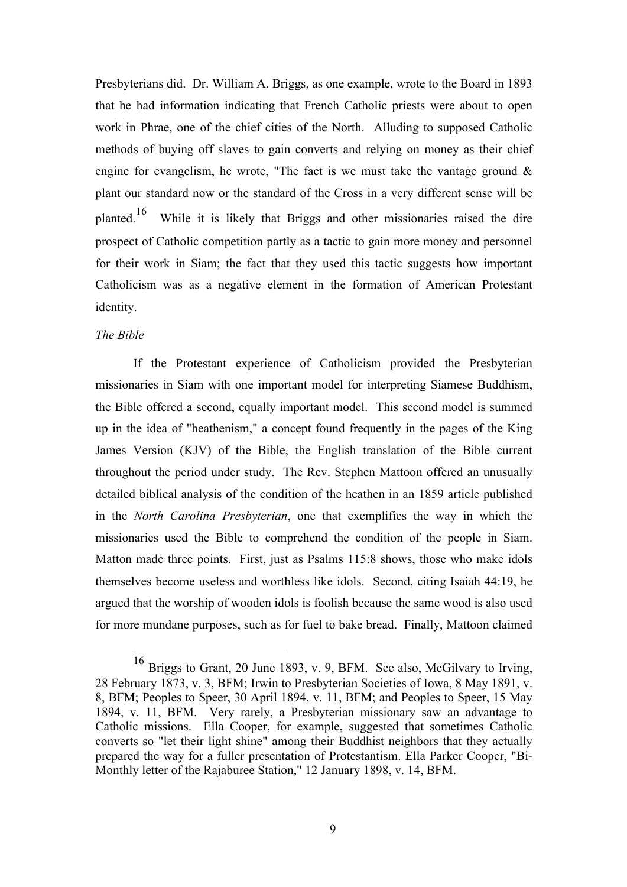Presbyterians did. Dr. William A. Briggs, as one example, wrote to the Board in 1893 that he had information indicating that French Catholic priests were about to open work in Phrae, one of the chief cities of the North. Alluding to supposed Catholic methods of buying off slaves to gain converts and relying on money as their chief engine for evangelism, he wrote, "The fact is we must take the vantage ground & plant our standard now or the standard of the Cross in a very different sense will be planted.[16] While it is likely that Briggs and other missionaries raised the dire prospect of Catholic competition partly as a tactic to gain more money and personnel for their work in Siam; the fact that they used this tactic suggests how important Catholicism was as a negative element in the formation of American Protestant identity.

*The Bible*

If the Protestant experience of Catholicism provided the Presbyterian missionaries in Siam with one important model for interpreting Siamese Buddhism, the Bible offered a second, equally important model. This second model is summed up in the idea of "heathenism," a concept found frequently in the pages of the King James Version (KJV) of the Bible, the English translation of the Bible current throughout the period under study. The Rev. Stephen Mattoon offered an unusually detailed biblical analysis of the condition of the heathen in an 1859 article published in the *North Carolina Presbyterian*, one that exemplifies the way in which the missionaries used the Bible to comprehend the condition of the people in Siam. Matton made three points. First, just as Psalms 115:8 shows, those who make idols themselves become useless and worthless like idols. Second, citing Isaiah 44:19, he argued that the worship of wooden idols is foolish because the same wood is also used for more mundane purposes, such as for fuel to bake bread. Finally, Mattoon claimed

---

[16] Briggs to Grant, 20 June 1893, v. 9, BFM. See also, McGilvary to Irving, 28 February 1873, v. 3, BFM; Irwin to Presbyterian Societies of Iowa, 8 May 1891, v. 8, BFM; Peoples to Speer, 30 April 1894, v. 11, BFM; and Peoples to Speer, 15 May 1894, v. 11, BFM. Very rarely, a Presbyterian missionary saw an advantage to Catholic missions. Ella Cooper, for example, suggested that sometimes Catholic converts so "let their light shine" among their Buddhist neighbors that they actually prepared the way for a fuller presentation of Protestantism. Ella Parker Cooper, "Bi-Monthly letter of the Rajaburee Station," 12 January 1898, v. 14, BFM.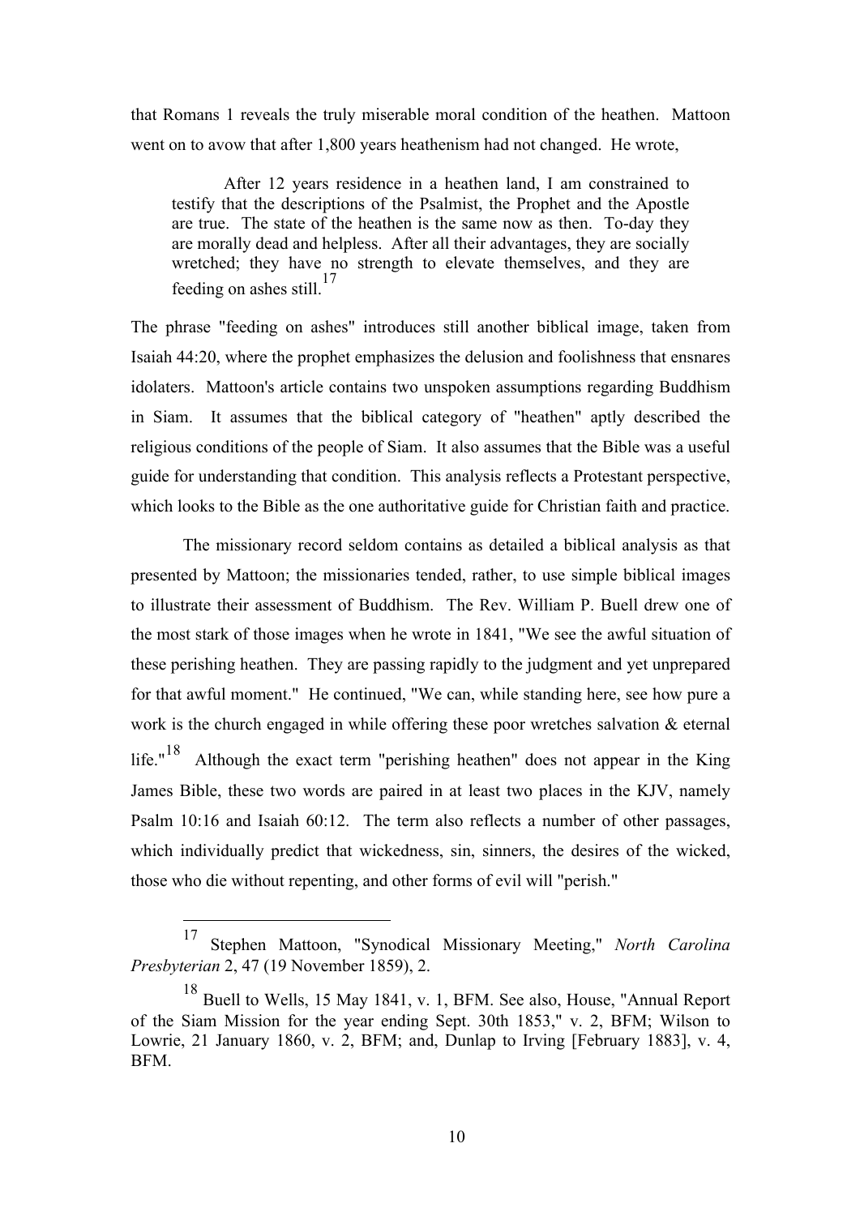that Romans 1 reveals the truly miserable moral condition of the heathen. Mattoon went on to avow that after 1,800 years heathenism had not changed. He wrote,

> After 12 years residence in a heathen land, I am constrained to testify that the descriptions of the Psalmist, the Prophet and the Apostle are true. The state of the heathen is the same now as then. To-day they are morally dead and helpless. After all their advantages, they are socially wretched; they have no strength to elevate themselves, and they are feeding on ashes still.[17]

The phrase "feeding on ashes" introduces still another biblical image, taken from Isaiah 44:20, where the prophet emphasizes the delusion and foolishness that ensnares idolaters. Mattoon's article contains two unspoken assumptions regarding Buddhism in Siam. It assumes that the biblical category of "heathen" aptly described the religious conditions of the people of Siam. It also assumes that the Bible was a useful guide for understanding that condition. This analysis reflects a Protestant perspective, which looks to the Bible as the one authoritative guide for Christian faith and practice.

The missionary record seldom contains as detailed a biblical analysis as that presented by Mattoon; the missionaries tended, rather, to use simple biblical images to illustrate their assessment of Buddhism. The Rev. William P. Buell drew one of the most stark of those images when he wrote in 1841, "We see the awful situation of these perishing heathen. They are passing rapidly to the judgment and yet unprepared for that awful moment." He continued, "We can, while standing here, see how pure a work is the church engaged in while offering these poor wretches salvation & eternal life."[18] Although the exact term "perishing heathen" does not appear in the King James Bible, these two words are paired in at least two places in the KJV, namely Psalm 10:16 and Isaiah 60:12. The term also reflects a number of other passages, which individually predict that wickedness, sin, sinners, the desires of the wicked, those who die without repenting, and other forms of evil will "perish."

---

[17] Stephen Mattoon, "Synodical Missionary Meeting," *North Carolina Presbyterian* 2, 47 (19 November 1859), 2.

[18] Buell to Wells, 15 May 1841, v. 1, BFM. See also, House, "Annual Report of the Siam Mission for the year ending Sept. 30th 1853," v. 2, BFM; Wilson to Lowrie, 21 January 1860, v. 2, BFM; and, Dunlap to Irving [February 1883], v. 4, BFM.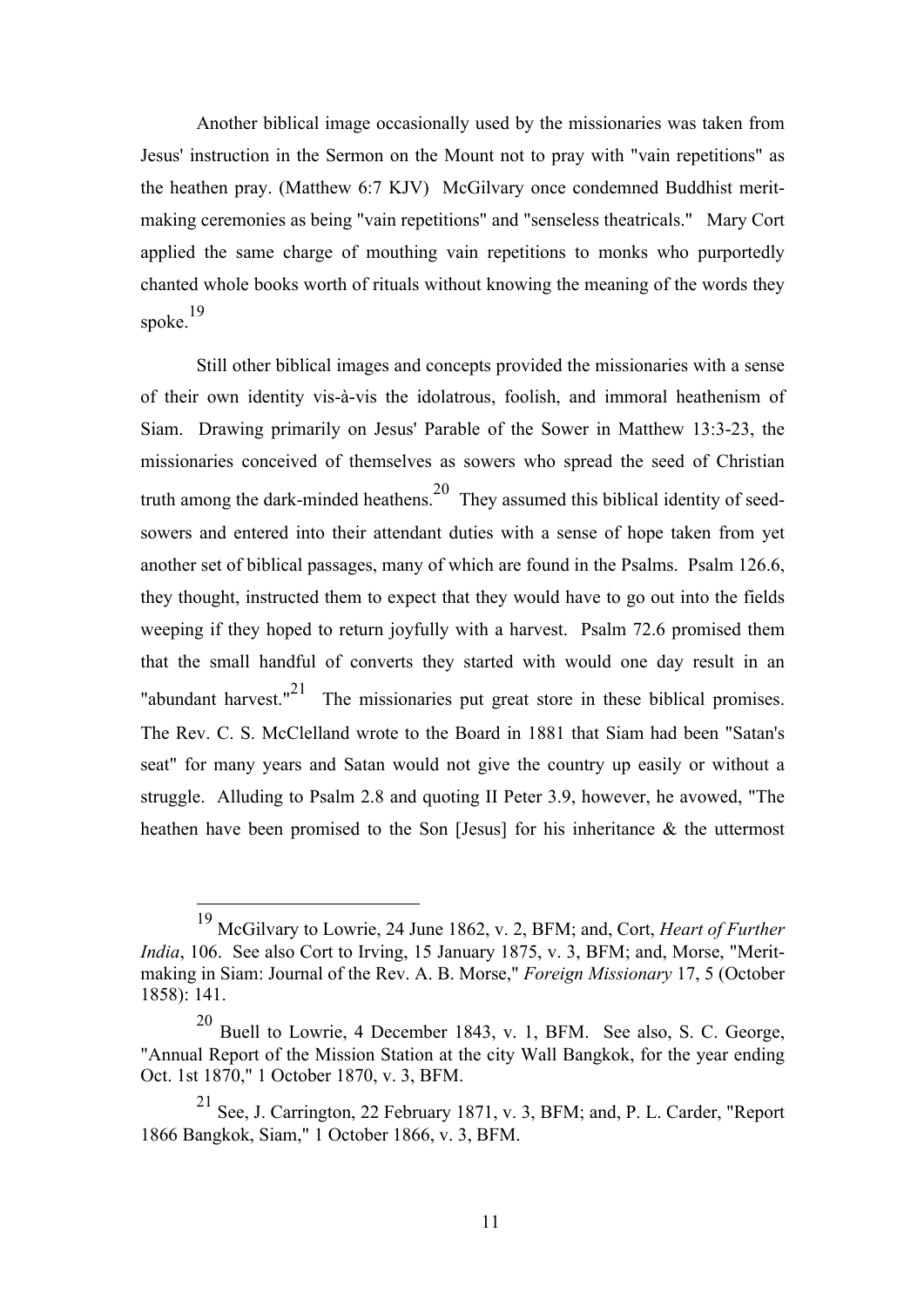Another biblical image occasionally used by the missionaries was taken from Jesus' instruction in the Sermon on the Mount not to pray with "vain repetitions" as the heathen pray. (Matthew 6:7 KJV) McGilvary once condemned Buddhist merit-making ceremonies as being "vain repetitions" and "senseless theatricals." Mary Cort applied the same charge of mouthing vain repetitions to monks who purportedly chanted whole books worth of rituals without knowing the meaning of the words they spoke.[19]

Still other biblical images and concepts provided the missionaries with a sense of their own identity vis-à-vis the idolatrous, foolish, and immoral heathenism of Siam. Drawing primarily on Jesus' Parable of the Sower in Matthew 13:3-23, the missionaries conceived of themselves as sowers who spread the seed of Christian truth among the dark-minded heathens.[20] They assumed this biblical identity of seed-sowers and entered into their attendant duties with a sense of hope taken from yet another set of biblical passages, many of which are found in the Psalms. Psalm 126.6, they thought, instructed them to expect that they would have to go out into the fields weeping if they hoped to return joyfully with a harvest. Psalm 72.6 promised them that the small handful of converts they started with would one day result in an "abundant harvest."[21] The missionaries put great store in these biblical promises. The Rev. C. S. McClelland wrote to the Board in 1881 that Siam had been "Satan's seat" for many years and Satan would not give the country up easily or without a struggle. Alluding to Psalm 2.8 and quoting II Peter 3.9, however, he avowed, "The heathen have been promised to the Son [Jesus] for his inheritance & the uttermost

---

[19] McGilvary to Lowrie, 24 June 1862, v. 2, BFM; and, Cort, *Heart of Further India*, 106. See also Cort to Irving, 15 January 1875, v. 3, BFM; and, Morse, "Merit-making in Siam: Journal of the Rev. A. B. Morse," *Foreign Missionary* 17, 5 (October 1858): 141.

[20] Buell to Lowrie, 4 December 1843, v. 1, BFM. See also, S. C. George, "Annual Report of the Mission Station at the city Wall Bangkok, for the year ending Oct. 1st 1870," 1 October 1870, v. 3, BFM.

[21] See, J. Carrington, 22 February 1871, v. 3, BFM; and, P. L. Carder, "Report 1866 Bangkok, Siam," 1 October 1866, v. 3, BFM.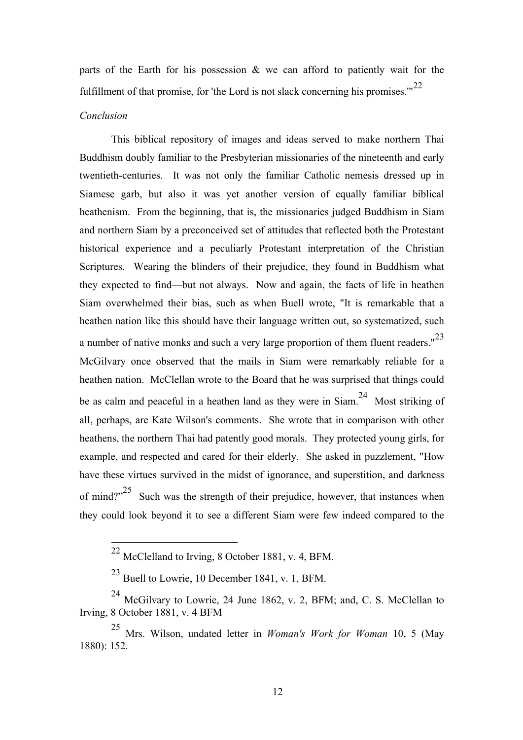parts of the Earth for his possession & we can afford to patiently wait for the fulfillment of that promise, for 'the Lord is not slack concerning his promises.'"[22]

*Conclusion*

This biblical repository of images and ideas served to make northern Thai Buddhism doubly familiar to the Presbyterian missionaries of the nineteenth and early twentieth-centuries. It was not only the familiar Catholic nemesis dressed up in Siamese garb, but also it was yet another version of equally familiar biblical heathenism. From the beginning, that is, the missionaries judged Buddhism in Siam and northern Siam by a preconceived set of attitudes that reflected both the Protestant historical experience and a peculiarly Protestant interpretation of the Christian Scriptures. Wearing the blinders of their prejudice, they found in Buddhism what they expected to find—but not always. Now and again, the facts of life in heathen Siam overwhelmed their bias, such as when Buell wrote, "It is remarkable that a heathen nation like this should have their language written out, so systematized, such a number of native monks and such a very large proportion of them fluent readers."[23] McGilvary once observed that the mails in Siam were remarkably reliable for a heathen nation. McClellan wrote to the Board that he was surprised that things could be as calm and peaceful in a heathen land as they were in Siam.[24] Most striking of all, perhaps, are Kate Wilson's comments. She wrote that in comparison with other heathens, the northern Thai had patently good morals. They protected young girls, for example, and respected and cared for their elderly. She asked in puzzlement, "How have these virtues survived in the midst of ignorance, and superstition, and darkness of mind?"[25] Such was the strength of their prejudice, however, that instances when they could look beyond it to see a different Siam were few indeed compared to the

---

[22] McClelland to Irving, 8 October 1881, v. 4, BFM.

[23] Buell to Lowrie, 10 December 1841, v. 1, BFM.

[24] McGilvary to Lowrie, 24 June 1862, v. 2, BFM; and, C. S. McClellan to Irving, 8 October 1881, v. 4 BFM

[25] Mrs. Wilson, undated letter in *Woman's Work for Woman* 10, 5 (May 1880): 152.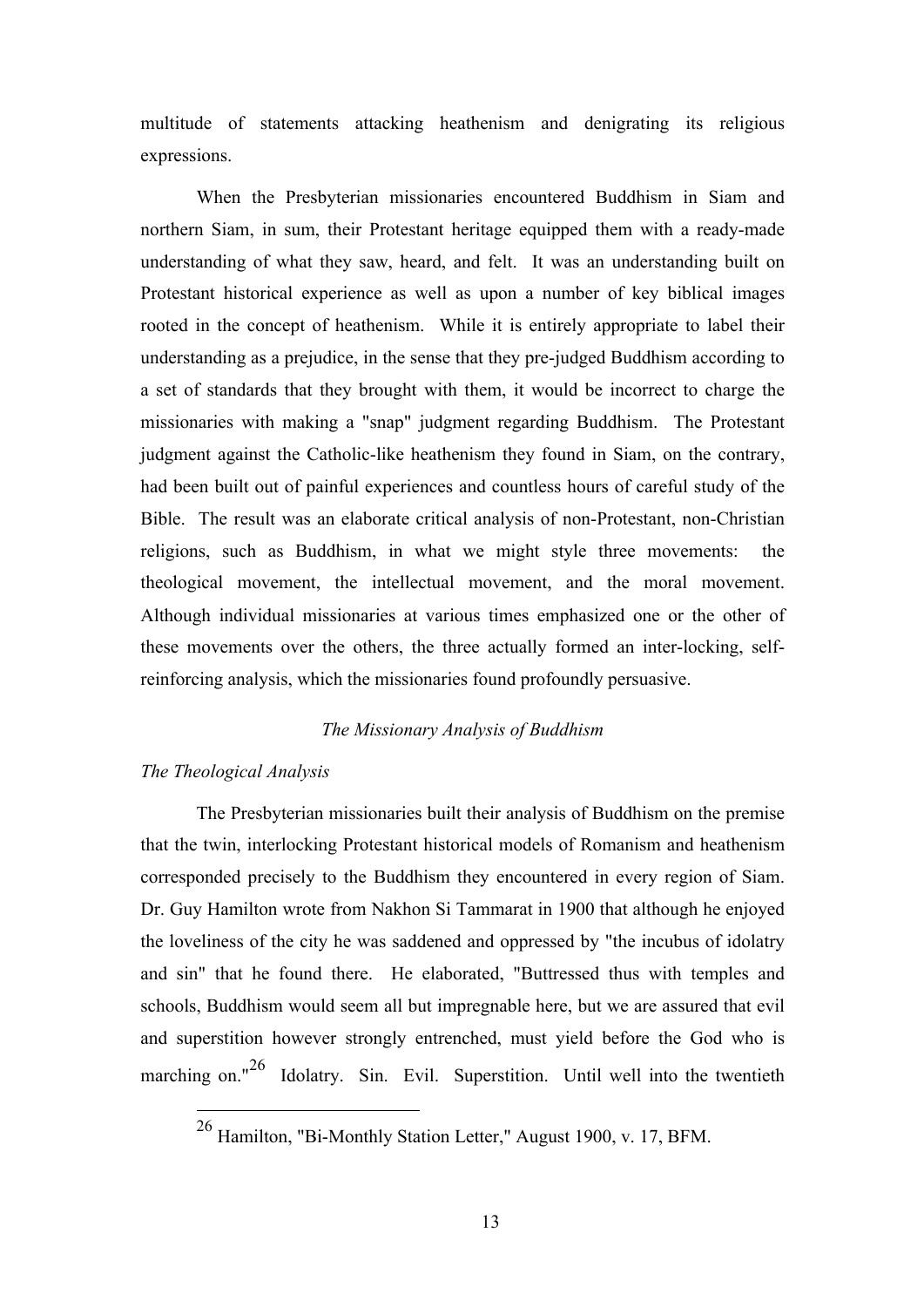multitude of statements attacking heathenism and denigrating its religious expressions.

When the Presbyterian missionaries encountered Buddhism in Siam and northern Siam, in sum, their Protestant heritage equipped them with a ready-made understanding of what they saw, heard, and felt. It was an understanding built on Protestant historical experience as well as upon a number of key biblical images rooted in the concept of heathenism. While it is entirely appropriate to label their understanding as a prejudice, in the sense that they pre-judged Buddhism according to a set of standards that they brought with them, it would be incorrect to charge the missionaries with making a "snap" judgment regarding Buddhism. The Protestant judgment against the Catholic-like heathenism they found in Siam, on the contrary, had been built out of painful experiences and countless hours of careful study of the Bible. The result was an elaborate critical analysis of non-Protestant, non-Christian religions, such as Buddhism, in what we might style three movements: the theological movement, the intellectual movement, and the moral movement. Although individual missionaries at various times emphasized one or the other of these movements over the others, the three actually formed an inter-locking, self-reinforcing analysis, which the missionaries found profoundly persuasive.

*The Missionary Analysis of Buddhism*

*The Theological Analysis*

The Presbyterian missionaries built their analysis of Buddhism on the premise that the twin, interlocking Protestant historical models of Romanism and heathenism corresponded precisely to the Buddhism they encountered in every region of Siam. Dr. Guy Hamilton wrote from Nakhon Si Tammarat in 1900 that although he enjoyed the loveliness of the city he was saddened and oppressed by "the incubus of idolatry and sin" that he found there. He elaborated, "Buttressed thus with temples and schools, Buddhism would seem all but impregnable here, but we are assured that evil and superstition however strongly entrenched, must yield before the God who is marching on."[26] Idolatry. Sin. Evil. Superstition. Until well into the twentieth

[26] Hamilton, "Bi-Monthly Station Letter," August 1900, v. 17, BFM.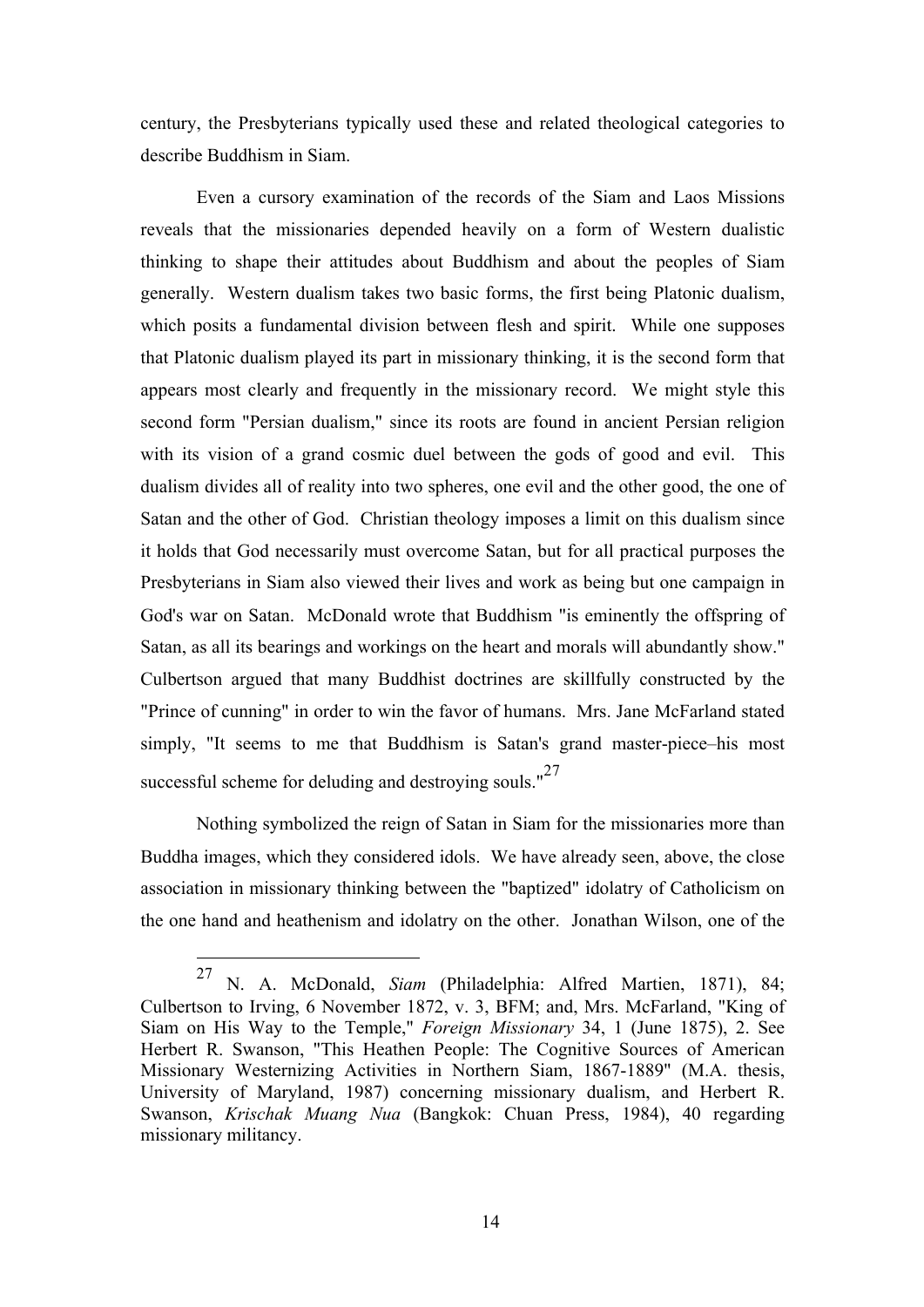century, the Presbyterians typically used these and related theological categories to describe Buddhism in Siam.

Even a cursory examination of the records of the Siam and Laos Missions reveals that the missionaries depended heavily on a form of Western dualistic thinking to shape their attitudes about Buddhism and about the peoples of Siam generally. Western dualism takes two basic forms, the first being Platonic dualism, which posits a fundamental division between flesh and spirit. While one supposes that Platonic dualism played its part in missionary thinking, it is the second form that appears most clearly and frequently in the missionary record. We might style this second form "Persian dualism," since its roots are found in ancient Persian religion with its vision of a grand cosmic duel between the gods of good and evil. This dualism divides all of reality into two spheres, one evil and the other good, the one of Satan and the other of God. Christian theology imposes a limit on this dualism since it holds that God necessarily must overcome Satan, but for all practical purposes the Presbyterians in Siam also viewed their lives and work as being but one campaign in God's war on Satan. McDonald wrote that Buddhism "is eminently the offspring of Satan, as all its bearings and workings on the heart and morals will abundantly show." Culbertson argued that many Buddhist doctrines are skillfully constructed by the "Prince of cunning" in order to win the favor of humans. Mrs. Jane McFarland stated simply, "It seems to me that Buddhism is Satan's grand master-piece–his most successful scheme for deluding and destroying souls."[27]

Nothing symbolized the reign of Satan in Siam for the missionaries more than Buddha images, which they considered idols. We have already seen, above, the close association in missionary thinking between the "baptized" idolatry of Catholicism on the one hand and heathenism and idolatry on the other. Jonathan Wilson, one of the

---

[27] N. A. McDonald, *Siam* (Philadelphia: Alfred Martien, 1871), 84; Culbertson to Irving, 6 November 1872, v. 3, BFM; and, Mrs. McFarland, "King of Siam on His Way to the Temple," *Foreign Missionary* 34, 1 (June 1875), 2. See Herbert R. Swanson, "This Heathen People: The Cognitive Sources of American Missionary Westernizing Activities in Northern Siam, 1867-1889" (M.A. thesis, University of Maryland, 1987) concerning missionary dualism, and Herbert R. Swanson, *Krischak Muang Nua* (Bangkok: Chuan Press, 1984), 40 regarding missionary militancy.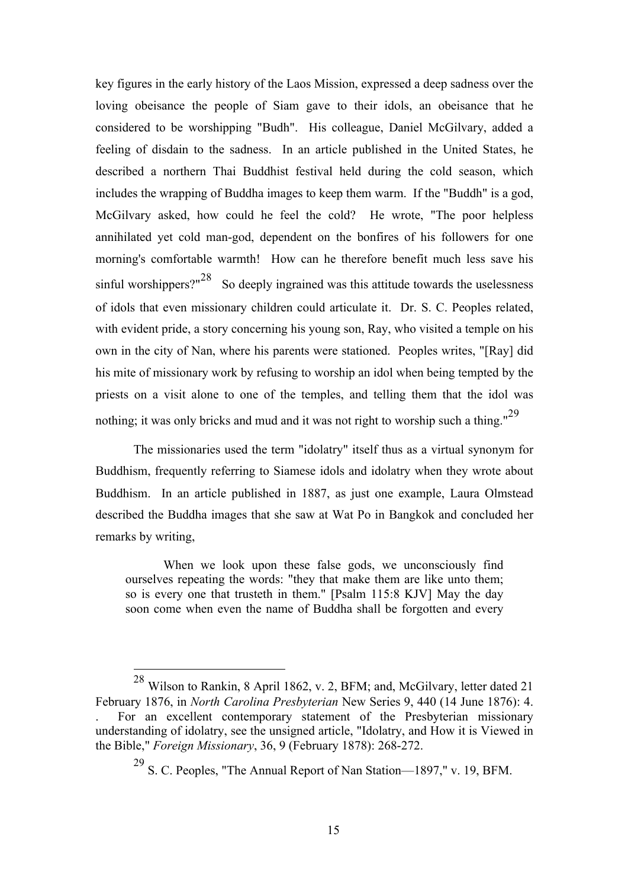key figures in the early history of the Laos Mission, expressed a deep sadness over the loving obeisance the people of Siam gave to their idols, an obeisance that he considered to be worshipping "Budh". His colleague, Daniel McGilvary, added a feeling of disdain to the sadness. In an article published in the United States, he described a northern Thai Buddhist festival held during the cold season, which includes the wrapping of Buddha images to keep them warm. If the "Buddh" is a god, McGilvary asked, how could he feel the cold? He wrote, "The poor helpless annihilated yet cold man-god, dependent on the bonfires of his followers for one morning's comfortable warmth! How can he therefore benefit much less save his sinful worshippers?"[28] So deeply ingrained was this attitude towards the uselessness of idols that even missionary children could articulate it. Dr. S. C. Peoples related, with evident pride, a story concerning his young son, Ray, who visited a temple on his own in the city of Nan, where his parents were stationed. Peoples writes, "[Ray] did his mite of missionary work by refusing to worship an idol when being tempted by the priests on a visit alone to one of the temples, and telling them that the idol was nothing; it was only bricks and mud and it was not right to worship such a thing."[29]

The missionaries used the term "idolatry" itself thus as a virtual synonym for Buddhism, frequently referring to Siamese idols and idolatry when they wrote about Buddhism. In an article published in 1887, as just one example, Laura Olmstead described the Buddha images that she saw at Wat Po in Bangkok and concluded her remarks by writing,

> When we look upon these false gods, we unconsciously find ourselves repeating the words: "they that make them are like unto them; so is every one that trusteth in them." [Psalm 115:8 KJV] May the day soon come when even the name of Buddha shall be forgotten and every

---

[28] Wilson to Rankin, 8 April 1862, v. 2, BFM; and, McGilvary, letter dated 21 February 1876, in *North Carolina Presbyterian* New Series 9, 440 (14 June 1876): 4. . For an excellent contemporary statement of the Presbyterian missionary understanding of idolatry, see the unsigned article, "Idolatry, and How it is Viewed in the Bible," *Foreign Missionary*, 36, 9 (February 1878): 268-272.

[29] S. C. Peoples, "The Annual Report of Nan Station—1897," v. 19, BFM.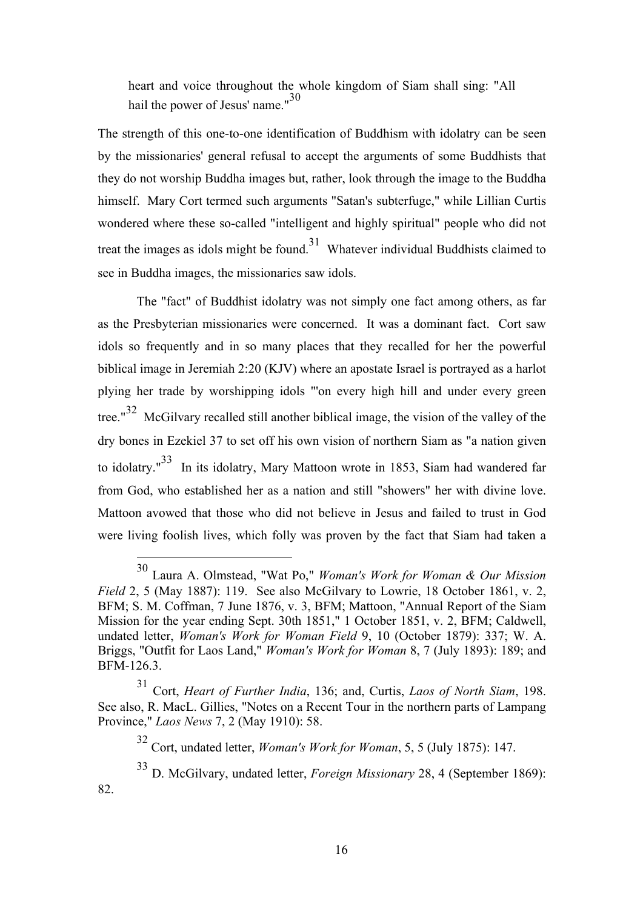> heart and voice throughout the whole kingdom of Siam shall sing: "All hail the power of Jesus' name."[30]

The strength of this one-to-one identification of Buddhism with idolatry can be seen by the missionaries' general refusal to accept the arguments of some Buddhists that they do not worship Buddha images but, rather, look through the image to the Buddha himself. Mary Cort termed such arguments "Satan's subterfuge," while Lillian Curtis wondered where these so-called "intelligent and highly spiritual" people who did not treat the images as idols might be found.[31] Whatever individual Buddhists claimed to see in Buddha images, the missionaries saw idols.

The "fact" of Buddhist idolatry was not simply one fact among others, as far as the Presbyterian missionaries were concerned. It was a dominant fact. Cort saw idols so frequently and in so many places that they recalled for her the powerful biblical image in Jeremiah 2:20 (KJV) where an apostate Israel is portrayed as a harlot plying her trade by worshipping idols "'on every high hill and under every green tree."[32] McGilvary recalled still another biblical image, the vision of the valley of the dry bones in Ezekiel 37 to set off his own vision of northern Siam as "a nation given to idolatry."[33] In its idolatry, Mary Mattoon wrote in 1853, Siam had wandered far from God, who established her as a nation and still "showers" her with divine love. Mattoon avowed that those who did not believe in Jesus and failed to trust in God were living foolish lives, which folly was proven by the fact that Siam had taken a

---

[30] Laura A. Olmstead, "Wat Po," *Woman's Work for Woman & Our Mission Field* 2, 5 (May 1887): 119. See also McGilvary to Lowrie, 18 October 1861, v. 2, BFM; S. M. Coffman, 7 June 1876, v. 3, BFM; Mattoon, "Annual Report of the Siam Mission for the year ending Sept. 30th 1851," 1 October 1851, v. 2, BFM; Caldwell, undated letter, *Woman's Work for Woman Field* 9, 10 (October 1879): 337; W. A. Briggs, "Outfit for Laos Land," *Woman's Work for Woman* 8, 7 (July 1893): 189; and BFM-126.3.

[31] Cort, *Heart of Further India*, 136; and, Curtis, *Laos of North Siam*, 198. See also, R. MacL. Gillies, "Notes on a Recent Tour in the northern parts of Lampang Province," *Laos News* 7, 2 (May 1910): 58.

[32] Cort, undated letter, *Woman's Work for Woman*, 5, 5 (July 1875): 147.

[33] D. McGilvary, undated letter, *Foreign Missionary* 28, 4 (September 1869): 82.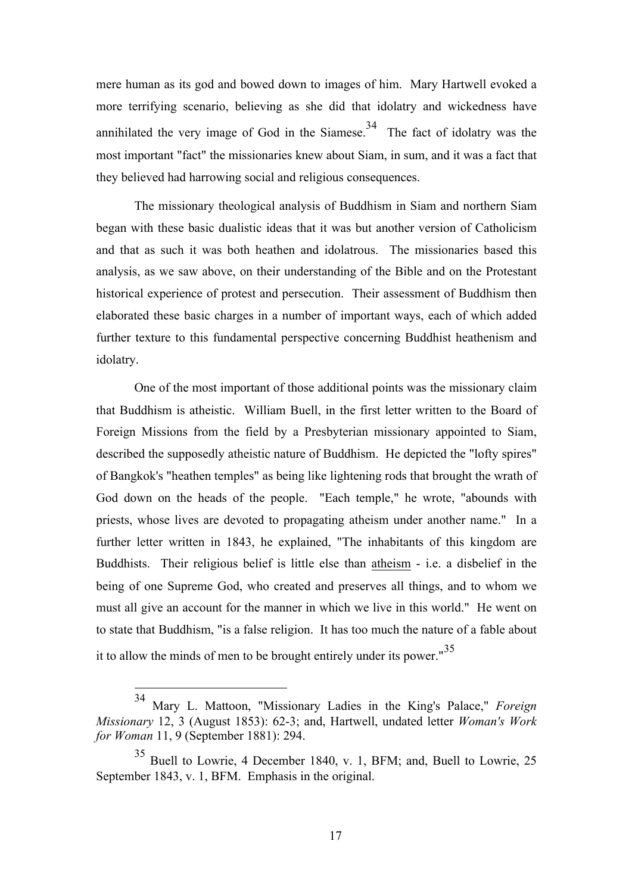mere human as its god and bowed down to images of him. Mary Hartwell evoked a more terrifying scenario, believing as she did that idolatry and wickedness have annihilated the very image of God in the Siamese.[34] The fact of idolatry was the most important "fact" the missionaries knew about Siam, in sum, and it was a fact that they believed had harrowing social and religious consequences.

The missionary theological analysis of Buddhism in Siam and northern Siam began with these basic dualistic ideas that it was but another version of Catholicism and that as such it was both heathen and idolatrous. The missionaries based this analysis, as we saw above, on their understanding of the Bible and on the Protestant historical experience of protest and persecution. Their assessment of Buddhism then elaborated these basic charges in a number of important ways, each of which added further texture to this fundamental perspective concerning Buddhist heathenism and idolatry.

One of the most important of those additional points was the missionary claim that Buddhism is atheistic. William Buell, in the first letter written to the Board of Foreign Missions from the field by a Presbyterian missionary appointed to Siam, described the supposedly atheistic nature of Buddhism. He depicted the "lofty spires" of Bangkok's "heathen temples" as being like lightening rods that brought the wrath of God down on the heads of the people. "Each temple," he wrote, "abounds with priests, whose lives are devoted to propagating atheism under another name." In a further letter written in 1843, he explained, "The inhabitants of this kingdom are Buddhists. Their religious belief is little else than <u>atheism</u> - i.e. a disbelief in the being of one Supreme God, who created and preserves all things, and to whom we must all give an account for the manner in which we live in this world." He went on to state that Buddhism, "is a false religion. It has too much the nature of a fable about it to allow the minds of men to be brought entirely under its power."[35]

---

[34] Mary L. Mattoon, "Missionary Ladies in the King's Palace," *Foreign Missionary* 12, 3 (August 1853): 62-3; and, Hartwell, undated letter *Woman's Work for Woman* 11, 9 (September 1881): 294.

[35] Buell to Lowrie, 4 December 1840, v. 1, BFM; and, Buell to Lowrie, 25 September 1843, v. 1, BFM. Emphasis in the original.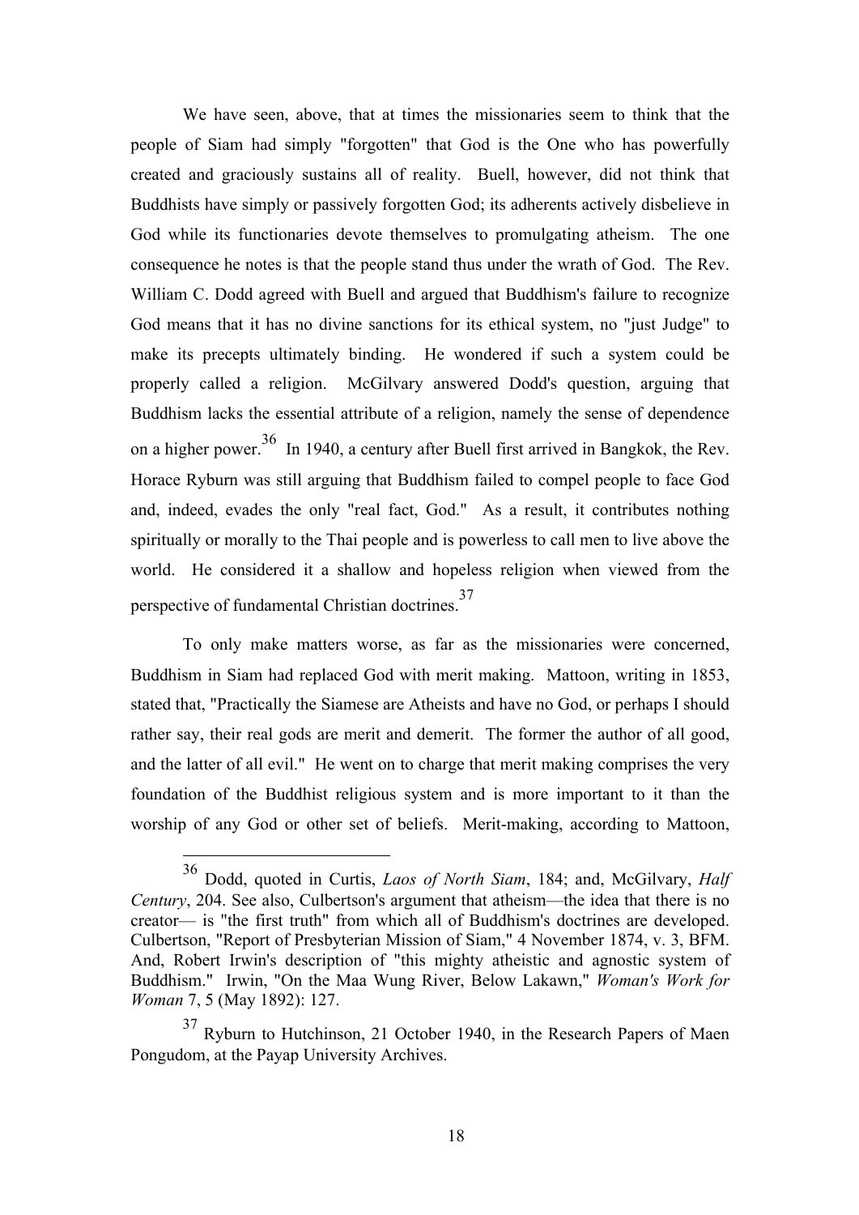We have seen, above, that at times the missionaries seem to think that the people of Siam had simply "forgotten" that God is the One who has powerfully created and graciously sustains all of reality. Buell, however, did not think that Buddhists have simply or passively forgotten God; its adherents actively disbelieve in God while its functionaries devote themselves to promulgating atheism. The one consequence he notes is that the people stand thus under the wrath of God. The Rev. William C. Dodd agreed with Buell and argued that Buddhism's failure to recognize God means that it has no divine sanctions for its ethical system, no "just Judge" to make its precepts ultimately binding. He wondered if such a system could be properly called a religion. McGilvary answered Dodd's question, arguing that Buddhism lacks the essential attribute of a religion, namely the sense of dependence on a higher power.[36] In 1940, a century after Buell first arrived in Bangkok, the Rev. Horace Ryburn was still arguing that Buddhism failed to compel people to face God and, indeed, evades the only "real fact, God." As a result, it contributes nothing spiritually or morally to the Thai people and is powerless to call men to live above the world. He considered it a shallow and hopeless religion when viewed from the perspective of fundamental Christian doctrines.[37]

To only make matters worse, as far as the missionaries were concerned, Buddhism in Siam had replaced God with merit making. Mattoon, writing in 1853, stated that, "Practically the Siamese are Atheists and have no God, or perhaps I should rather say, their real gods are merit and demerit. The former the author of all good, and the latter of all evil." He went on to charge that merit making comprises the very foundation of the Buddhist religious system and is more important to it than the worship of any God or other set of beliefs. Merit-making, according to Mattoon,

---

[36] Dodd, quoted in Curtis, *Laos of North Siam*, 184; and, McGilvary, *Half Century*, 204. See also, Culbertson's argument that atheism—the idea that there is no creator— is "the first truth" from which all of Buddhism's doctrines are developed. Culbertson, "Report of Presbyterian Mission of Siam," 4 November 1874, v. 3, BFM. And, Robert Irwin's description of "this mighty atheistic and agnostic system of Buddhism." Irwin, "On the Maa Wung River, Below Lakawn," *Woman's Work for Woman* 7, 5 (May 1892): 127.

[37] Ryburn to Hutchinson, 21 October 1940, in the Research Papers of Maen Pongudom, at the Payap University Archives.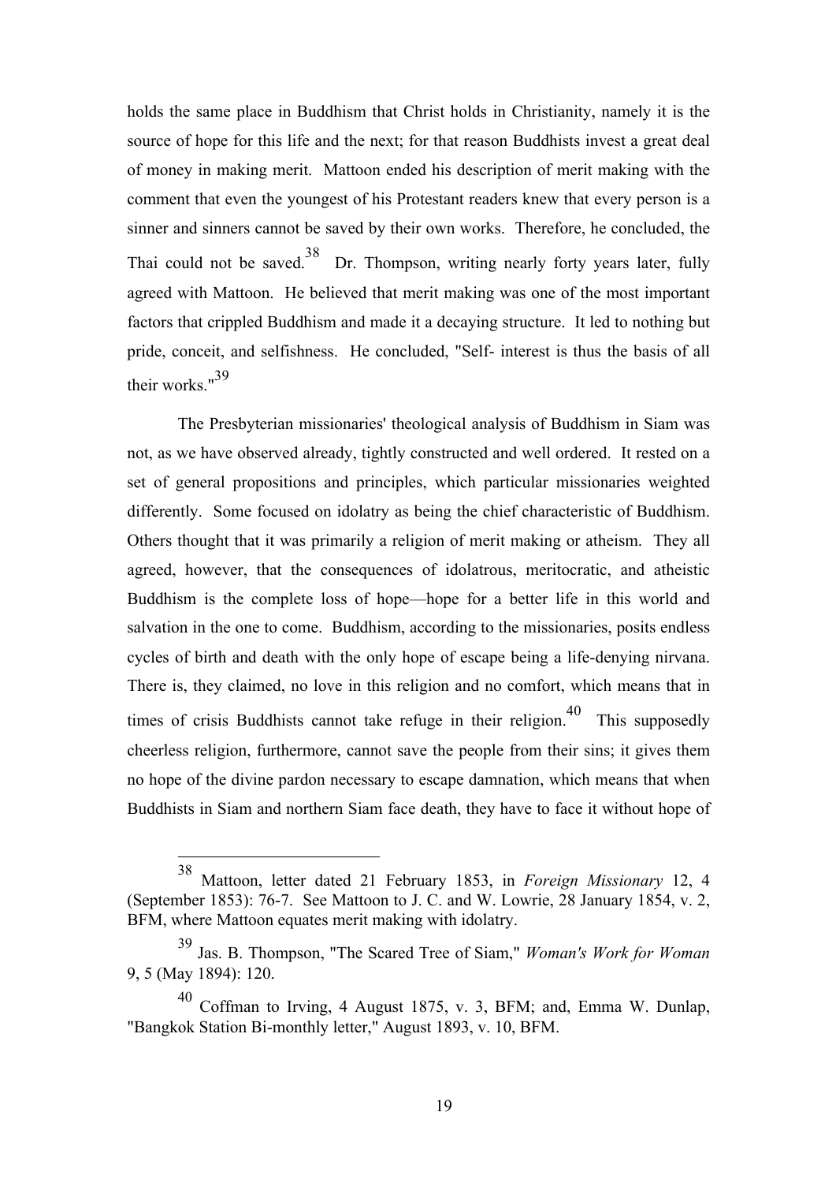holds the same place in Buddhism that Christ holds in Christianity, namely it is the source of hope for this life and the next; for that reason Buddhists invest a great deal of money in making merit. Mattoon ended his description of merit making with the comment that even the youngest of his Protestant readers knew that every person is a sinner and sinners cannot be saved by their own works. Therefore, he concluded, the Thai could not be saved.[38] Dr. Thompson, writing nearly forty years later, fully agreed with Mattoon. He believed that merit making was one of the most important factors that crippled Buddhism and made it a decaying structure. It led to nothing but pride, conceit, and selfishness. He concluded, "Self- interest is thus the basis of all their works."[39]

The Presbyterian missionaries' theological analysis of Buddhism in Siam was not, as we have observed already, tightly constructed and well ordered. It rested on a set of general propositions and principles, which particular missionaries weighted differently. Some focused on idolatry as being the chief characteristic of Buddhism. Others thought that it was primarily a religion of merit making or atheism. They all agreed, however, that the consequences of idolatrous, meritocratic, and atheistic Buddhism is the complete loss of hope—hope for a better life in this world and salvation in the one to come. Buddhism, according to the missionaries, posits endless cycles of birth and death with the only hope of escape being a life-denying nirvana. There is, they claimed, no love in this religion and no comfort, which means that in times of crisis Buddhists cannot take refuge in their religion.[40] This supposedly cheerless religion, furthermore, cannot save the people from their sins; it gives them no hope of the divine pardon necessary to escape damnation, which means that when Buddhists in Siam and northern Siam face death, they have to face it without hope of

---

[38] Mattoon, letter dated 21 February 1853, in *Foreign Missionary* 12, 4 (September 1853): 76-7. See Mattoon to J. C. and W. Lowrie, 28 January 1854, v. 2, BFM, where Mattoon equates merit making with idolatry.

[39] Jas. B. Thompson, "The Scared Tree of Siam," *Woman's Work for Woman* 9, 5 (May 1894): 120.

[40] Coffman to Irving, 4 August 1875, v. 3, BFM; and, Emma W. Dunlap, "Bangkok Station Bi-monthly letter," August 1893, v. 10, BFM.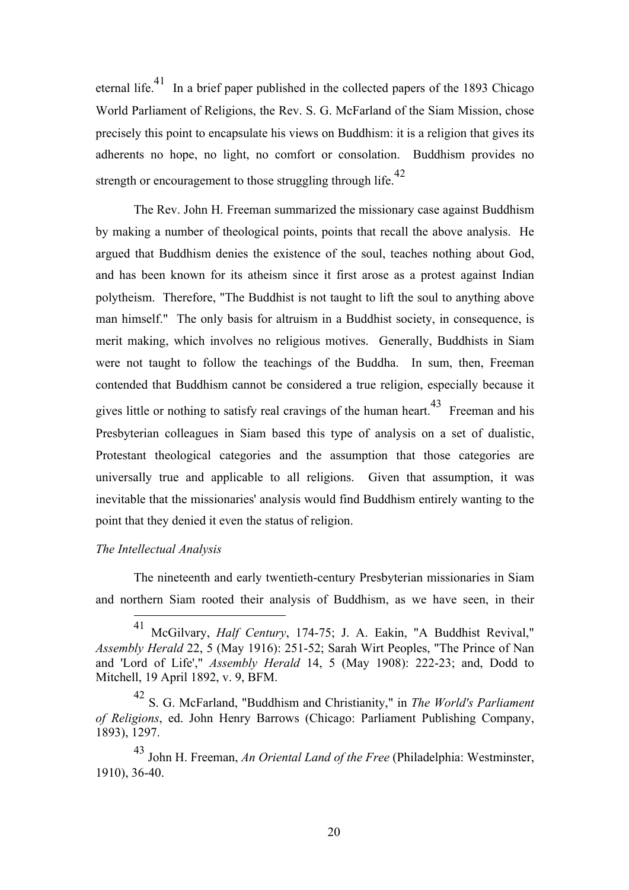eternal life.[41] In a brief paper published in the collected papers of the 1893 Chicago World Parliament of Religions, the Rev. S. G. McFarland of the Siam Mission, chose precisely this point to encapsulate his views on Buddhism: it is a religion that gives its adherents no hope, no light, no comfort or consolation. Buddhism provides no strength or encouragement to those struggling through life.[42]

The Rev. John H. Freeman summarized the missionary case against Buddhism by making a number of theological points, points that recall the above analysis. He argued that Buddhism denies the existence of the soul, teaches nothing about God, and has been known for its atheism since it first arose as a protest against Indian polytheism. Therefore, "The Buddhist is not taught to lift the soul to anything above man himself." The only basis for altruism in a Buddhist society, in consequence, is merit making, which involves no religious motives. Generally, Buddhists in Siam were not taught to follow the teachings of the Buddha. In sum, then, Freeman contended that Buddhism cannot be considered a true religion, especially because it gives little or nothing to satisfy real cravings of the human heart.[43] Freeman and his Presbyterian colleagues in Siam based this type of analysis on a set of dualistic, Protestant theological categories and the assumption that those categories are universally true and applicable to all religions. Given that assumption, it was inevitable that the missionaries' analysis would find Buddhism entirely wanting to the point that they denied it even the status of religion.

*The Intellectual Analysis*

The nineteenth and early twentieth-century Presbyterian missionaries in Siam and northern Siam rooted their analysis of Buddhism, as we have seen, in their

---

[41] McGilvary, *Half Century*, 174-75; J. A. Eakin, "A Buddhist Revival," *Assembly Herald* 22, 5 (May 1916): 251-52; Sarah Wirt Peoples, "The Prince of Nan and 'Lord of Life'," *Assembly Herald* 14, 5 (May 1908): 222-23; and, Dodd to Mitchell, 19 April 1892, v. 9, BFM.

[42] S. G. McFarland, "Buddhism and Christianity," in *The World's Parliament of Religions*, ed. John Henry Barrows (Chicago: Parliament Publishing Company, 1893), 1297.

[43] John H. Freeman, *An Oriental Land of the Free* (Philadelphia: Westminster, 1910), 36-40.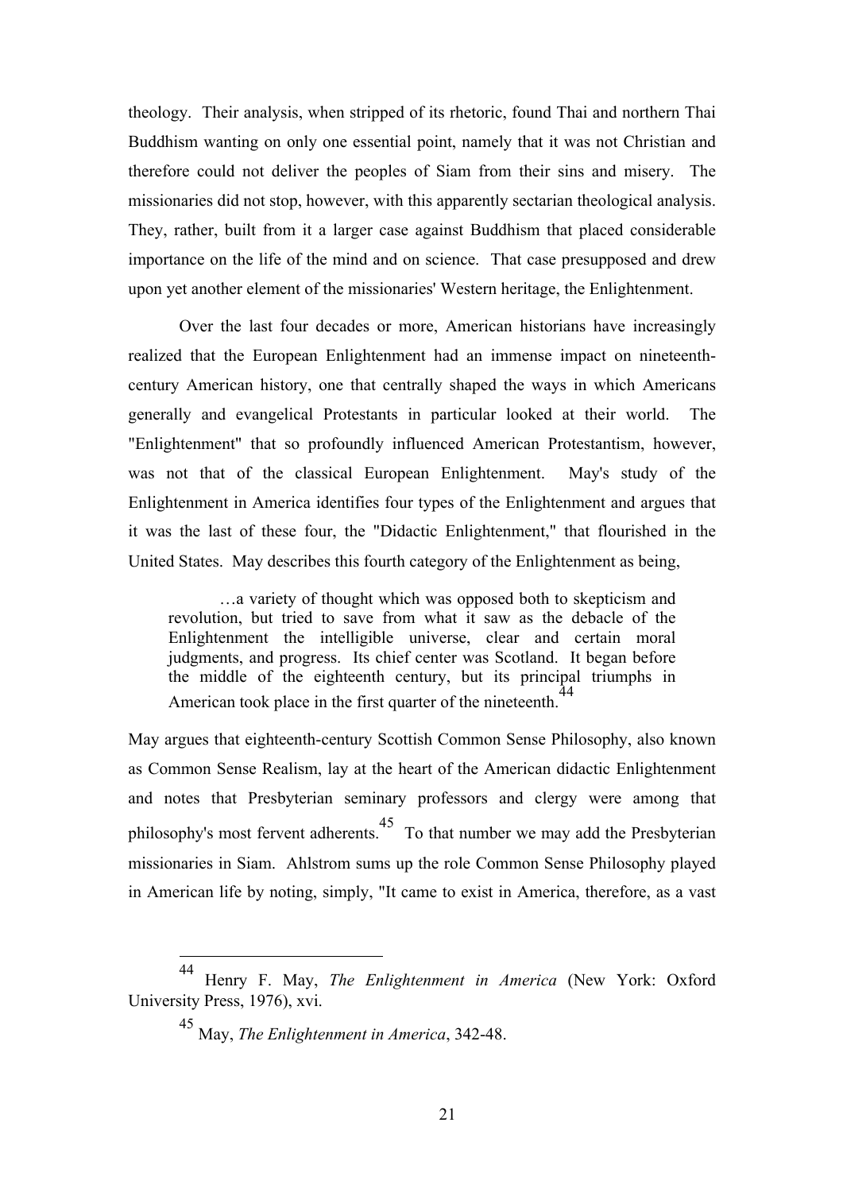theology. Their analysis, when stripped of its rhetoric, found Thai and northern Thai Buddhism wanting on only one essential point, namely that it was not Christian and therefore could not deliver the peoples of Siam from their sins and misery. The missionaries did not stop, however, with this apparently sectarian theological analysis. They, rather, built from it a larger case against Buddhism that placed considerable importance on the life of the mind and on science. That case presupposed and drew upon yet another element of the missionaries' Western heritage, the Enlightenment.

Over the last four decades or more, American historians have increasingly realized that the European Enlightenment had an immense impact on nineteenth-century American history, one that centrally shaped the ways in which Americans generally and evangelical Protestants in particular looked at their world. The "Enlightenment" that so profoundly influenced American Protestantism, however, was not that of the classical European Enlightenment. May's study of the Enlightenment in America identifies four types of the Enlightenment and argues that it was the last of these four, the "Didactic Enlightenment," that flourished in the United States. May describes this fourth category of the Enlightenment as being,

> …a variety of thought which was opposed both to skepticism and revolution, but tried to save from what it saw as the debacle of the Enlightenment the intelligible universe, clear and certain moral judgments, and progress. Its chief center was Scotland. It began before the middle of the eighteenth century, but its principal triumphs in American took place in the first quarter of the nineteenth.[44]

May argues that eighteenth-century Scottish Common Sense Philosophy, also known as Common Sense Realism, lay at the heart of the American didactic Enlightenment and notes that Presbyterian seminary professors and clergy were among that philosophy's most fervent adherents.[45] To that number we may add the Presbyterian missionaries in Siam. Ahlstrom sums up the role Common Sense Philosophy played in American life by noting, simply, "It came to exist in America, therefore, as a vast

---

[44] Henry F. May, *The Enlightenment in America* (New York: Oxford University Press, 1976), xvi.

[45] May, *The Enlightenment in America*, 342-48.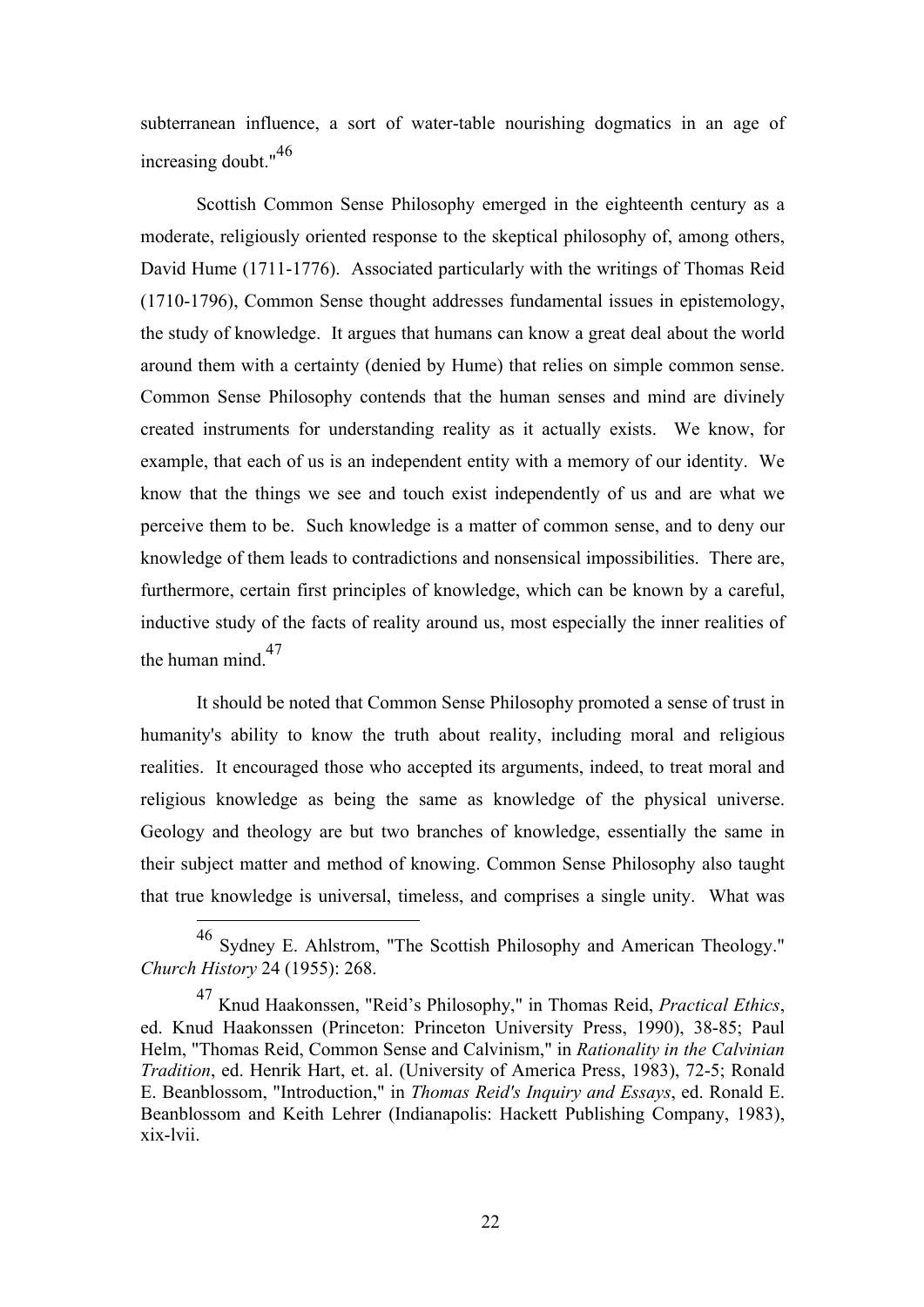subterranean influence, a sort of water-table nourishing dogmatics in an age of increasing doubt."[46]

Scottish Common Sense Philosophy emerged in the eighteenth century as a moderate, religiously oriented response to the skeptical philosophy of, among others, David Hume (1711-1776). Associated particularly with the writings of Thomas Reid (1710-1796), Common Sense thought addresses fundamental issues in epistemology, the study of knowledge. It argues that humans can know a great deal about the world around them with a certainty (denied by Hume) that relies on simple common sense. Common Sense Philosophy contends that the human senses and mind are divinely created instruments for understanding reality as it actually exists. We know, for example, that each of us is an independent entity with a memory of our identity. We know that the things we see and touch exist independently of us and are what we perceive them to be. Such knowledge is a matter of common sense, and to deny our knowledge of them leads to contradictions and nonsensical impossibilities. There are, furthermore, certain first principles of knowledge, which can be known by a careful, inductive study of the facts of reality around us, most especially the inner realities of the human mind.[47]

It should be noted that Common Sense Philosophy promoted a sense of trust in humanity's ability to know the truth about reality, including moral and religious realities. It encouraged those who accepted its arguments, indeed, to treat moral and religious knowledge as being the same as knowledge of the physical universe. Geology and theology are but two branches of knowledge, essentially the same in their subject matter and method of knowing. Common Sense Philosophy also taught that true knowledge is universal, timeless, and comprises a single unity. What was

---

[46] Sydney E. Ahlstrom, "The Scottish Philosophy and American Theology." *Church History* 24 (1955): 268.

[47] Knud Haakonssen, "Reid's Philosophy," in Thomas Reid, *Practical Ethics*, ed. Knud Haakonssen (Princeton: Princeton University Press, 1990), 38-85; Paul Helm, "Thomas Reid, Common Sense and Calvinism," in *Rationality in the Calvinian Tradition*, ed. Henrik Hart, et. al. (University of America Press, 1983), 72-5; Ronald E. Beanblossom, "Introduction," in *Thomas Reid's Inquiry and Essays*, ed. Ronald E. Beanblossom and Keith Lehrer (Indianapolis: Hackett Publishing Company, 1983), xix-lvii.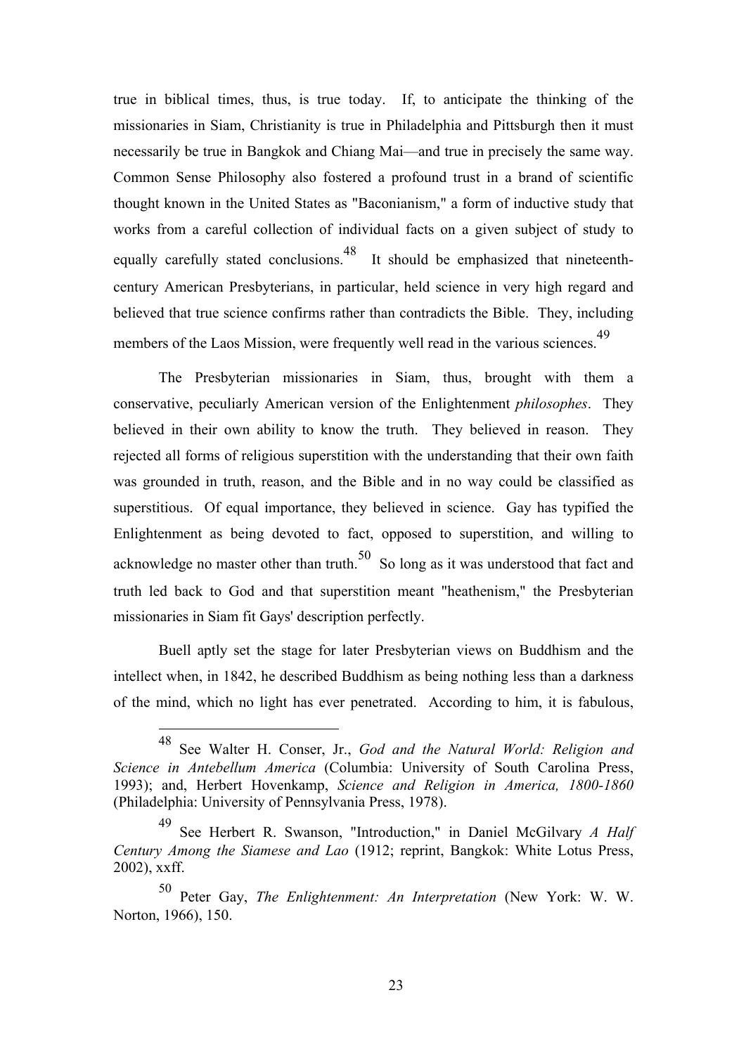true in biblical times, thus, is true today. If, to anticipate the thinking of the missionaries in Siam, Christianity is true in Philadelphia and Pittsburgh then it must necessarily be true in Bangkok and Chiang Mai—and true in precisely the same way. Common Sense Philosophy also fostered a profound trust in a brand of scientific thought known in the United States as "Baconianism," a form of inductive study that works from a careful collection of individual facts on a given subject of study to equally carefully stated conclusions.[48] It should be emphasized that nineteenth-century American Presbyterians, in particular, held science in very high regard and believed that true science confirms rather than contradicts the Bible. They, including members of the Laos Mission, were frequently well read in the various sciences.[49]

The Presbyterian missionaries in Siam, thus, brought with them a conservative, peculiarly American version of the Enlightenment *philosophes*. They believed in their own ability to know the truth. They believed in reason. They rejected all forms of religious superstition with the understanding that their own faith was grounded in truth, reason, and the Bible and in no way could be classified as superstitious. Of equal importance, they believed in science. Gay has typified the Enlightenment as being devoted to fact, opposed to superstition, and willing to acknowledge no master other than truth.[50] So long as it was understood that fact and truth led back to God and that superstition meant "heathenism," the Presbyterian missionaries in Siam fit Gays' description perfectly.

Buell aptly set the stage for later Presbyterian views on Buddhism and the intellect when, in 1842, he described Buddhism as being nothing less than a darkness of the mind, which no light has ever penetrated. According to him, it is fabulous,

---

[48] See Walter H. Conser, Jr., *God and the Natural World: Religion and Science in Antebellum America* (Columbia: University of South Carolina Press, 1993); and, Herbert Hovenkamp, *Science and Religion in America, 1800-1860* (Philadelphia: University of Pennsylvania Press, 1978).

[49] See Herbert R. Swanson, "Introduction," in Daniel McGilvary *A Half Century Among the Siamese and Lao* (1912; reprint, Bangkok: White Lotus Press, 2002), xxff.

[50] Peter Gay, *The Enlightenment: An Interpretation* (New York: W. W. Norton, 1966), 150.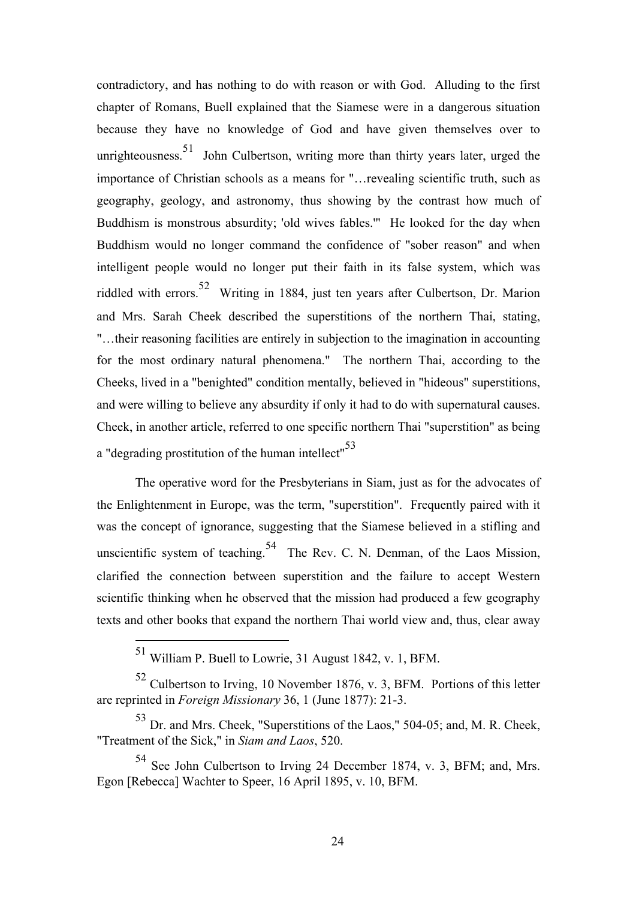contradictory, and has nothing to do with reason or with God. Alluding to the first chapter of Romans, Buell explained that the Siamese were in a dangerous situation because they have no knowledge of God and have given themselves over to unrighteousness.[51] John Culbertson, writing more than thirty years later, urged the importance of Christian schools as a means for "…revealing scientific truth, such as geography, geology, and astronomy, thus showing by the contrast how much of Buddhism is monstrous absurdity; 'old wives fables.'" He looked for the day when Buddhism would no longer command the confidence of "sober reason" and when intelligent people would no longer put their faith in its false system, which was riddled with errors.[52] Writing in 1884, just ten years after Culbertson, Dr. Marion and Mrs. Sarah Cheek described the superstitions of the northern Thai, stating, "…their reasoning facilities are entirely in subjection to the imagination in accounting for the most ordinary natural phenomena." The northern Thai, according to the Cheeks, lived in a "benighted" condition mentally, believed in "hideous" superstitions, and were willing to believe any absurdity if only it had to do with supernatural causes. Cheek, in another article, referred to one specific northern Thai "superstition" as being a "degrading prostitution of the human intellect"[53]

The operative word for the Presbyterians in Siam, just as for the advocates of the Enlightenment in Europe, was the term, "superstition". Frequently paired with it was the concept of ignorance, suggesting that the Siamese believed in a stifling and unscientific system of teaching.[54] The Rev. C. N. Denman, of the Laos Mission, clarified the connection between superstition and the failure to accept Western scientific thinking when he observed that the mission had produced a few geography texts and other books that expand the northern Thai world view and, thus, clear away

---

[51] William P. Buell to Lowrie, 31 August 1842, v. 1, BFM.

[52] Culbertson to Irving, 10 November 1876, v. 3, BFM. Portions of this letter are reprinted in *Foreign Missionary* 36, 1 (June 1877): 21-3.

[53] Dr. and Mrs. Cheek, "Superstitions of the Laos," 504-05; and, M. R. Cheek, "Treatment of the Sick," in *Siam and Laos*, 520.

[54] See John Culbertson to Irving 24 December 1874, v. 3, BFM; and, Mrs. Egon [Rebecca] Wachter to Speer, 16 April 1895, v. 10, BFM.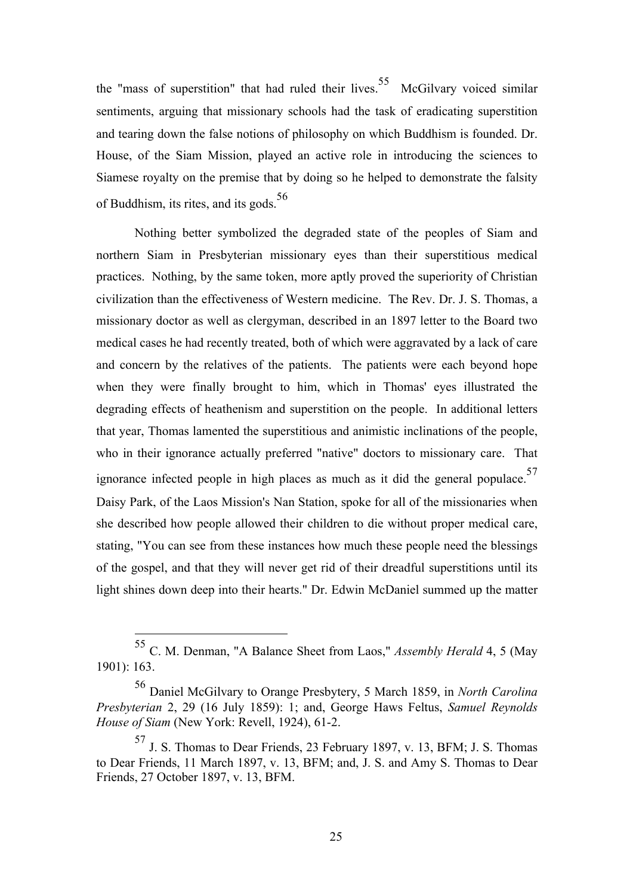the "mass of superstition" that had ruled their lives.[55] McGilvary voiced similar sentiments, arguing that missionary schools had the task of eradicating superstition and tearing down the false notions of philosophy on which Buddhism is founded. Dr. House, of the Siam Mission, played an active role in introducing the sciences to Siamese royalty on the premise that by doing so he helped to demonstrate the falsity of Buddhism, its rites, and its gods.[56]

Nothing better symbolized the degraded state of the peoples of Siam and northern Siam in Presbyterian missionary eyes than their superstitious medical practices. Nothing, by the same token, more aptly proved the superiority of Christian civilization than the effectiveness of Western medicine. The Rev. Dr. J. S. Thomas, a missionary doctor as well as clergyman, described in an 1897 letter to the Board two medical cases he had recently treated, both of which were aggravated by a lack of care and concern by the relatives of the patients. The patients were each beyond hope when they were finally brought to him, which in Thomas' eyes illustrated the degrading effects of heathenism and superstition on the people. In additional letters that year, Thomas lamented the superstitious and animistic inclinations of the people, who in their ignorance actually preferred "native" doctors to missionary care. That ignorance infected people in high places as much as it did the general populace.[57] Daisy Park, of the Laos Mission's Nan Station, spoke for all of the missionaries when she described how people allowed their children to die without proper medical care, stating, "You can see from these instances how much these people need the blessings of the gospel, and that they will never get rid of their dreadful superstitions until its light shines down deep into their hearts." Dr. Edwin McDaniel summed up the matter

---

[55] C. M. Denman, "A Balance Sheet from Laos," *Assembly Herald* 4, 5 (May 1901): 163.

[56] Daniel McGilvary to Orange Presbytery, 5 March 1859, in *North Carolina Presbyterian* 2, 29 (16 July 1859): 1; and, George Haws Feltus, *Samuel Reynolds House of Siam* (New York: Revell, 1924), 61-2.

[57] J. S. Thomas to Dear Friends, 23 February 1897, v. 13, BFM; J. S. Thomas to Dear Friends, 11 March 1897, v. 13, BFM; and, J. S. and Amy S. Thomas to Dear Friends, 27 October 1897, v. 13, BFM.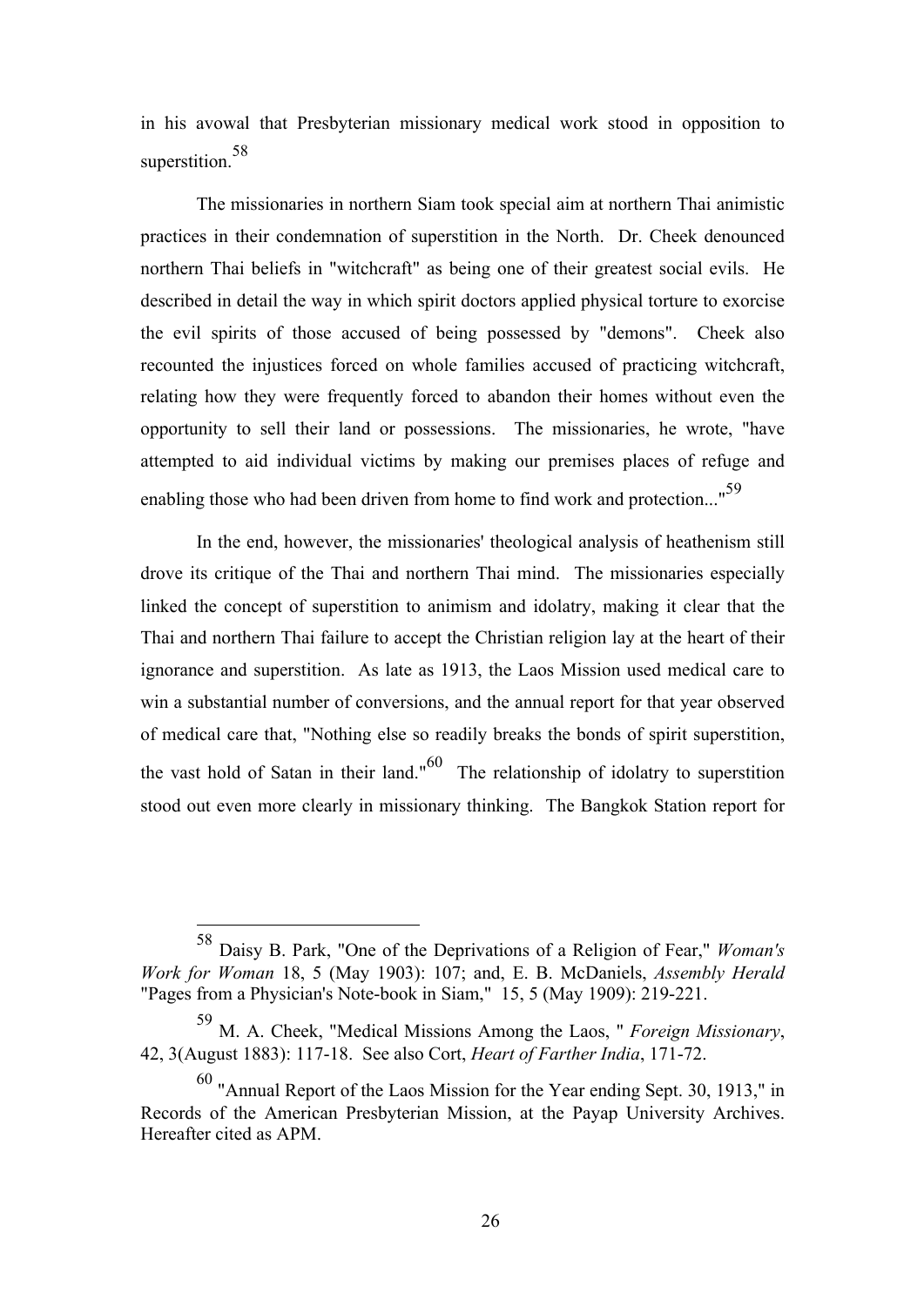in his avowal that Presbyterian missionary medical work stood in opposition to superstition.[58]

The missionaries in northern Siam took special aim at northern Thai animistic practices in their condemnation of superstition in the North. Dr. Cheek denounced northern Thai beliefs in "witchcraft" as being one of their greatest social evils. He described in detail the way in which spirit doctors applied physical torture to exorcise the evil spirits of those accused of being possessed by "demons". Cheek also recounted the injustices forced on whole families accused of practicing witchcraft, relating how they were frequently forced to abandon their homes without even the opportunity to sell their land or possessions. The missionaries, he wrote, "have attempted to aid individual victims by making our premises places of refuge and enabling those who had been driven from home to find work and protection..."[59]

In the end, however, the missionaries' theological analysis of heathenism still drove its critique of the Thai and northern Thai mind. The missionaries especially linked the concept of superstition to animism and idolatry, making it clear that the Thai and northern Thai failure to accept the Christian religion lay at the heart of their ignorance and superstition. As late as 1913, the Laos Mission used medical care to win a substantial number of conversions, and the annual report for that year observed of medical care that, "Nothing else so readily breaks the bonds of spirit superstition, the vast hold of Satan in their land."[60] The relationship of idolatry to superstition stood out even more clearly in missionary thinking. The Bangkok Station report for

---

[58] Daisy B. Park, "One of the Deprivations of a Religion of Fear," *Woman's Work for Woman* 18, 5 (May 1903): 107; and, E. B. McDaniels, *Assembly Herald* "Pages from a Physician's Note-book in Siam," 15, 5 (May 1909): 219-221.

[59] M. A. Cheek, "Medical Missions Among the Laos, " *Foreign Missionary*, 42, 3(August 1883): 117-18. See also Cort, *Heart of Farther India*, 171-72.

[60] "Annual Report of the Laos Mission for the Year ending Sept. 30, 1913," in Records of the American Presbyterian Mission, at the Payap University Archives. Hereafter cited as APM.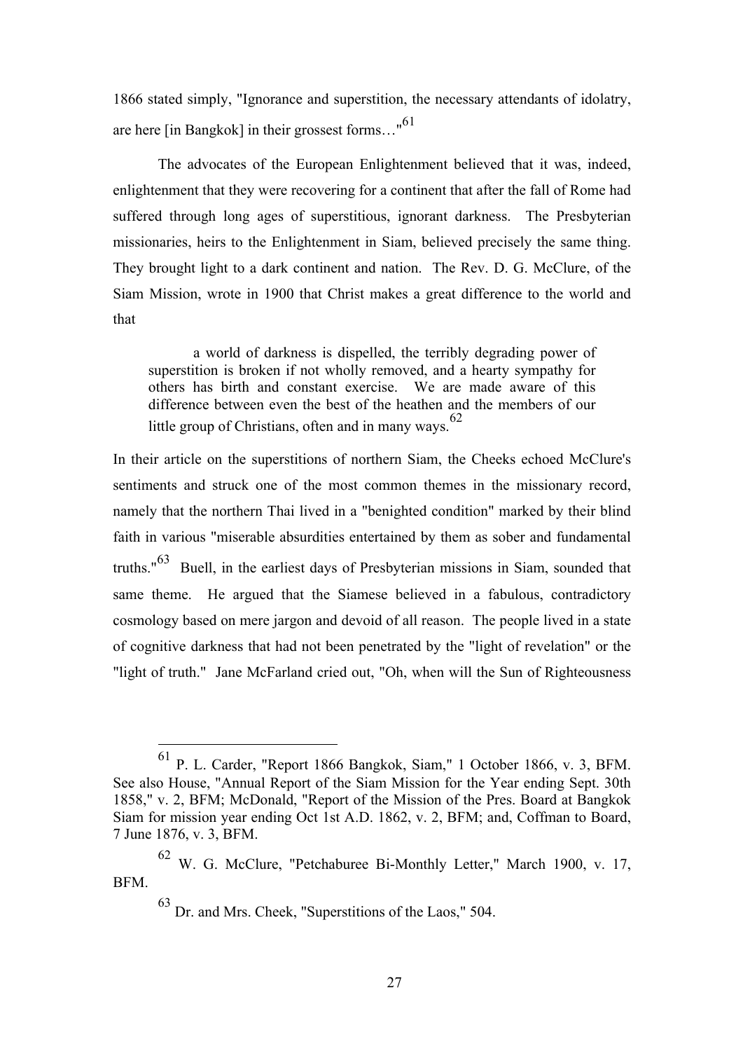1866 stated simply, "Ignorance and superstition, the necessary attendants of idolatry, are here [in Bangkok] in their grossest forms…"[61]

The advocates of the European Enlightenment believed that it was, indeed, enlightenment that they were recovering for a continent that after the fall of Rome had suffered through long ages of superstitious, ignorant darkness. The Presbyterian missionaries, heirs to the Enlightenment in Siam, believed precisely the same thing. They brought light to a dark continent and nation. The Rev. D. G. McClure, of the Siam Mission, wrote in 1900 that Christ makes a great difference to the world and that

> a world of darkness is dispelled, the terribly degrading power of superstition is broken if not wholly removed, and a hearty sympathy for others has birth and constant exercise. We are made aware of this difference between even the best of the heathen and the members of our little group of Christians, often and in many ways.[62]

In their article on the superstitions of northern Siam, the Cheeks echoed McClure's sentiments and struck one of the most common themes in the missionary record, namely that the northern Thai lived in a "benighted condition" marked by their blind faith in various "miserable absurdities entertained by them as sober and fundamental truths."[63] Buell, in the earliest days of Presbyterian missions in Siam, sounded that same theme. He argued that the Siamese believed in a fabulous, contradictory cosmology based on mere jargon and devoid of all reason. The people lived in a state of cognitive darkness that had not been penetrated by the "light of revelation" or the "light of truth." Jane McFarland cried out, "Oh, when will the Sun of Righteousness

---

[61] P. L. Carder, "Report 1866 Bangkok, Siam," 1 October 1866, v. 3, BFM. See also House, "Annual Report of the Siam Mission for the Year ending Sept. 30th 1858," v. 2, BFM; McDonald, "Report of the Mission of the Pres. Board at Bangkok Siam for mission year ending Oct 1st A.D. 1862, v. 2, BFM; and, Coffman to Board, 7 June 1876, v. 3, BFM.

[62] W. G. McClure, "Petchaburee Bi-Monthly Letter," March 1900, v. 17, BFM.

[63] Dr. and Mrs. Cheek, "Superstitions of the Laos," 504.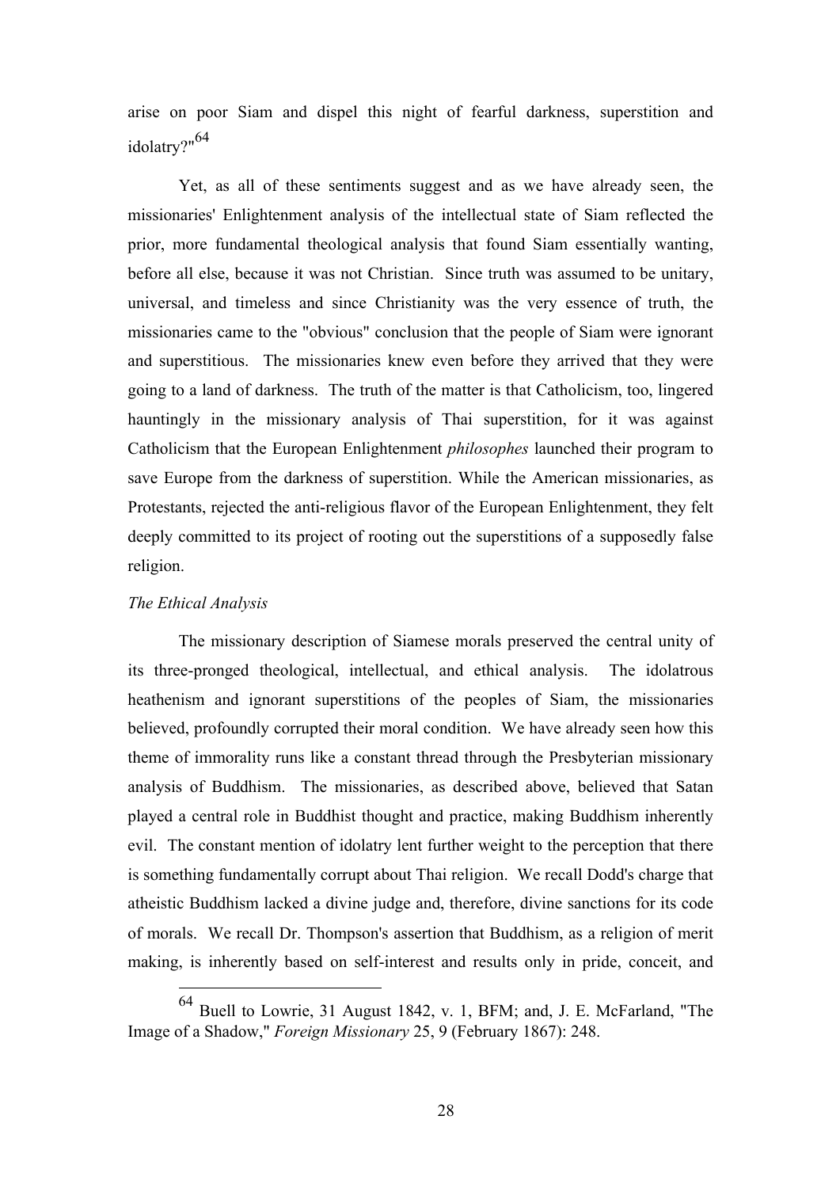arise on poor Siam and dispel this night of fearful darkness, superstition and idolatry?"[64]

Yet, as all of these sentiments suggest and as we have already seen, the missionaries' Enlightenment analysis of the intellectual state of Siam reflected the prior, more fundamental theological analysis that found Siam essentially wanting, before all else, because it was not Christian. Since truth was assumed to be unitary, universal, and timeless and since Christianity was the very essence of truth, the missionaries came to the "obvious" conclusion that the people of Siam were ignorant and superstitious. The missionaries knew even before they arrived that they were going to a land of darkness. The truth of the matter is that Catholicism, too, lingered hauntingly in the missionary analysis of Thai superstition, for it was against Catholicism that the European Enlightenment *philosophes* launched their program to save Europe from the darkness of superstition. While the American missionaries, as Protestants, rejected the anti-religious flavor of the European Enlightenment, they felt deeply committed to its project of rooting out the superstitions of a supposedly false religion.

*The Ethical Analysis*

The missionary description of Siamese morals preserved the central unity of its three-pronged theological, intellectual, and ethical analysis. The idolatrous heathenism and ignorant superstitions of the peoples of Siam, the missionaries believed, profoundly corrupted their moral condition. We have already seen how this theme of immorality runs like a constant thread through the Presbyterian missionary analysis of Buddhism. The missionaries, as described above, believed that Satan played a central role in Buddhist thought and practice, making Buddhism inherently evil. The constant mention of idolatry lent further weight to the perception that there is something fundamentally corrupt about Thai religion. We recall Dodd's charge that atheistic Buddhism lacked a divine judge and, therefore, divine sanctions for its code of morals. We recall Dr. Thompson's assertion that Buddhism, as a religion of merit making, is inherently based on self-interest and results only in pride, conceit, and

[64] Buell to Lowrie, 31 August 1842, v. 1, BFM; and, J. E. McFarland, "The Image of a Shadow," *Foreign Missionary* 25, 9 (February 1867): 248.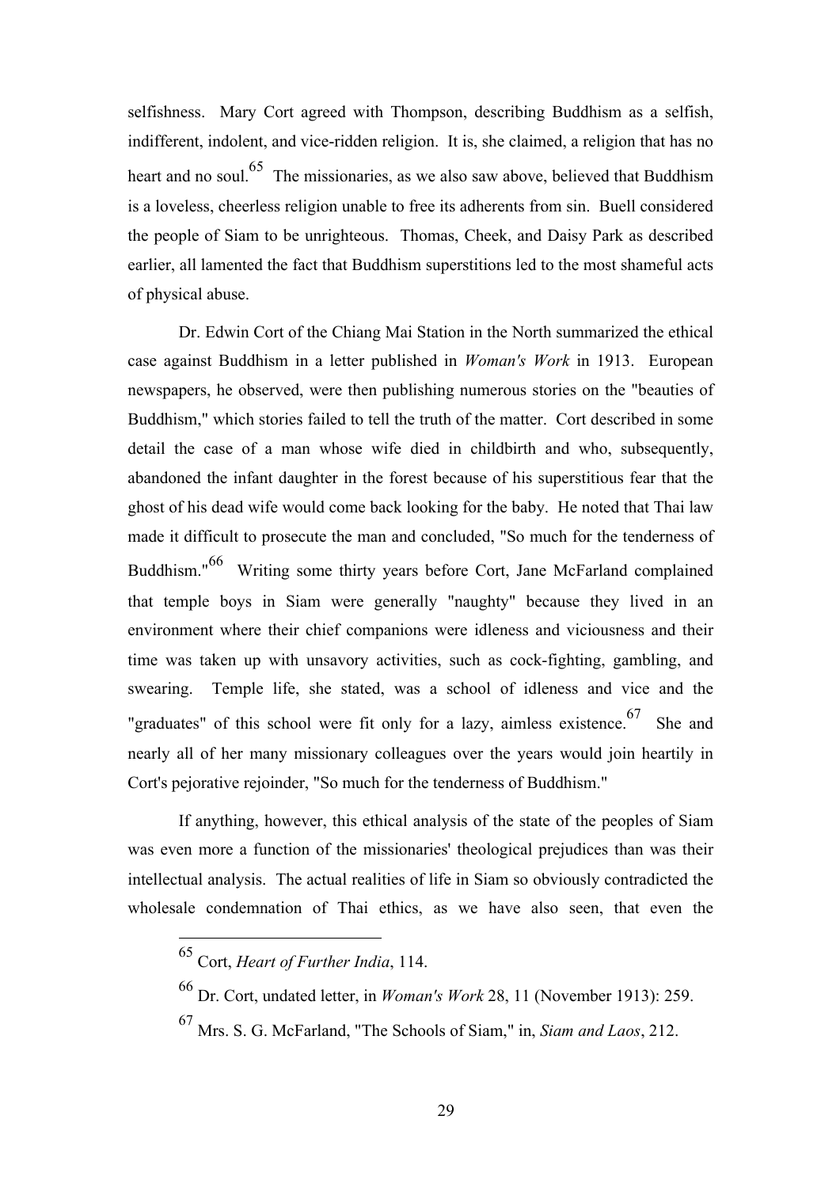selfishness. Mary Cort agreed with Thompson, describing Buddhism as a selfish, indifferent, indolent, and vice-ridden religion. It is, she claimed, a religion that has no heart and no soul.[65] The missionaries, as we also saw above, believed that Buddhism is a loveless, cheerless religion unable to free its adherents from sin. Buell considered the people of Siam to be unrighteous. Thomas, Cheek, and Daisy Park as described earlier, all lamented the fact that Buddhism superstitions led to the most shameful acts of physical abuse.

Dr. Edwin Cort of the Chiang Mai Station in the North summarized the ethical case against Buddhism in a letter published in *Woman's Work* in 1913. European newspapers, he observed, were then publishing numerous stories on the "beauties of Buddhism," which stories failed to tell the truth of the matter. Cort described in some detail the case of a man whose wife died in childbirth and who, subsequently, abandoned the infant daughter in the forest because of his superstitious fear that the ghost of his dead wife would come back looking for the baby. He noted that Thai law made it difficult to prosecute the man and concluded, "So much for the tenderness of Buddhism."[66] Writing some thirty years before Cort, Jane McFarland complained that temple boys in Siam were generally "naughty" because they lived in an environment where their chief companions were idleness and viciousness and their time was taken up with unsavory activities, such as cock-fighting, gambling, and swearing. Temple life, she stated, was a school of idleness and vice and the "graduates" of this school were fit only for a lazy, aimless existence.[67] She and nearly all of her many missionary colleagues over the years would join heartily in Cort's pejorative rejoinder, "So much for the tenderness of Buddhism."

If anything, however, this ethical analysis of the state of the peoples of Siam was even more a function of the missionaries' theological prejudices than was their intellectual analysis. The actual realities of life in Siam so obviously contradicted the wholesale condemnation of Thai ethics, as we have also seen, that even the

---

[65] Cort, *Heart of Further India*, 114.

[66] Dr. Cort, undated letter, in *Woman's Work* 28, 11 (November 1913): 259.

[67] Mrs. S. G. McFarland, "The Schools of Siam," in, *Siam and Laos*, 212.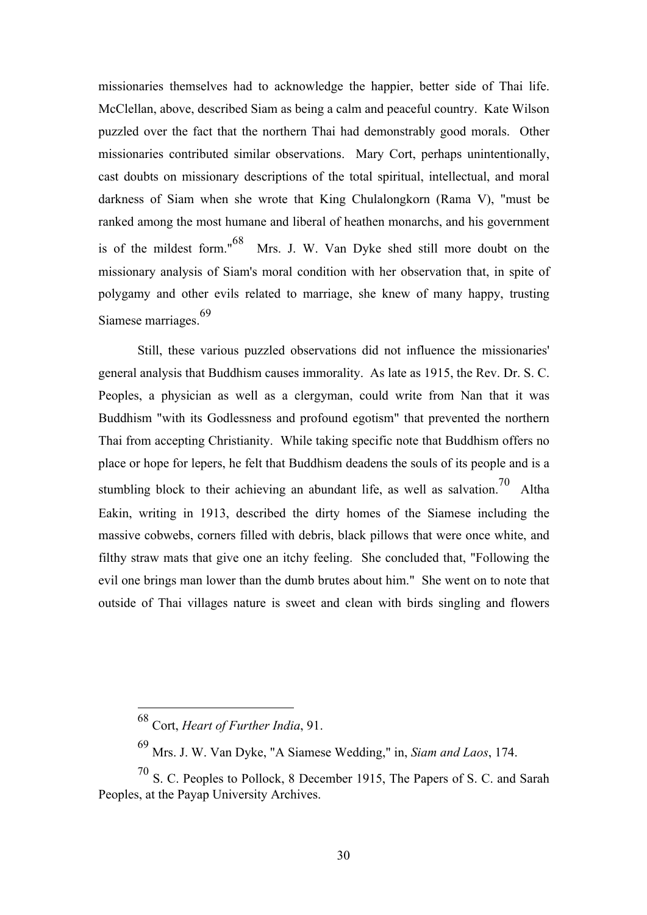missionaries themselves had to acknowledge the happier, better side of Thai life. McClellan, above, described Siam as being a calm and peaceful country. Kate Wilson puzzled over the fact that the northern Thai had demonstrably good morals. Other missionaries contributed similar observations. Mary Cort, perhaps unintentionally, cast doubts on missionary descriptions of the total spiritual, intellectual, and moral darkness of Siam when she wrote that King Chulalongkorn (Rama V), "must be ranked among the most humane and liberal of heathen monarchs, and his government is of the mildest form."[68] Mrs. J. W. Van Dyke shed still more doubt on the missionary analysis of Siam's moral condition with her observation that, in spite of polygamy and other evils related to marriage, she knew of many happy, trusting Siamese marriages.[69]

Still, these various puzzled observations did not influence the missionaries' general analysis that Buddhism causes immorality. As late as 1915, the Rev. Dr. S. C. Peoples, a physician as well as a clergyman, could write from Nan that it was Buddhism "with its Godlessness and profound egotism" that prevented the northern Thai from accepting Christianity. While taking specific note that Buddhism offers no place or hope for lepers, he felt that Buddhism deadens the souls of its people and is a stumbling block to their achieving an abundant life, as well as salvation.[70] Altha Eakin, writing in 1913, described the dirty homes of the Siamese including the massive cobwebs, corners filled with debris, black pillows that were once white, and filthy straw mats that give one an itchy feeling. She concluded that, "Following the evil one brings man lower than the dumb brutes about him." She went on to note that outside of Thai villages nature is sweet and clean with birds singling and flowers

---

[68] Cort, *Heart of Further India*, 91.

[69] Mrs. J. W. Van Dyke, "A Siamese Wedding," in, *Siam and Laos*, 174.

[70] S. C. Peoples to Pollock, 8 December 1915, The Papers of S. C. and Sarah Peoples, at the Payap University Archives.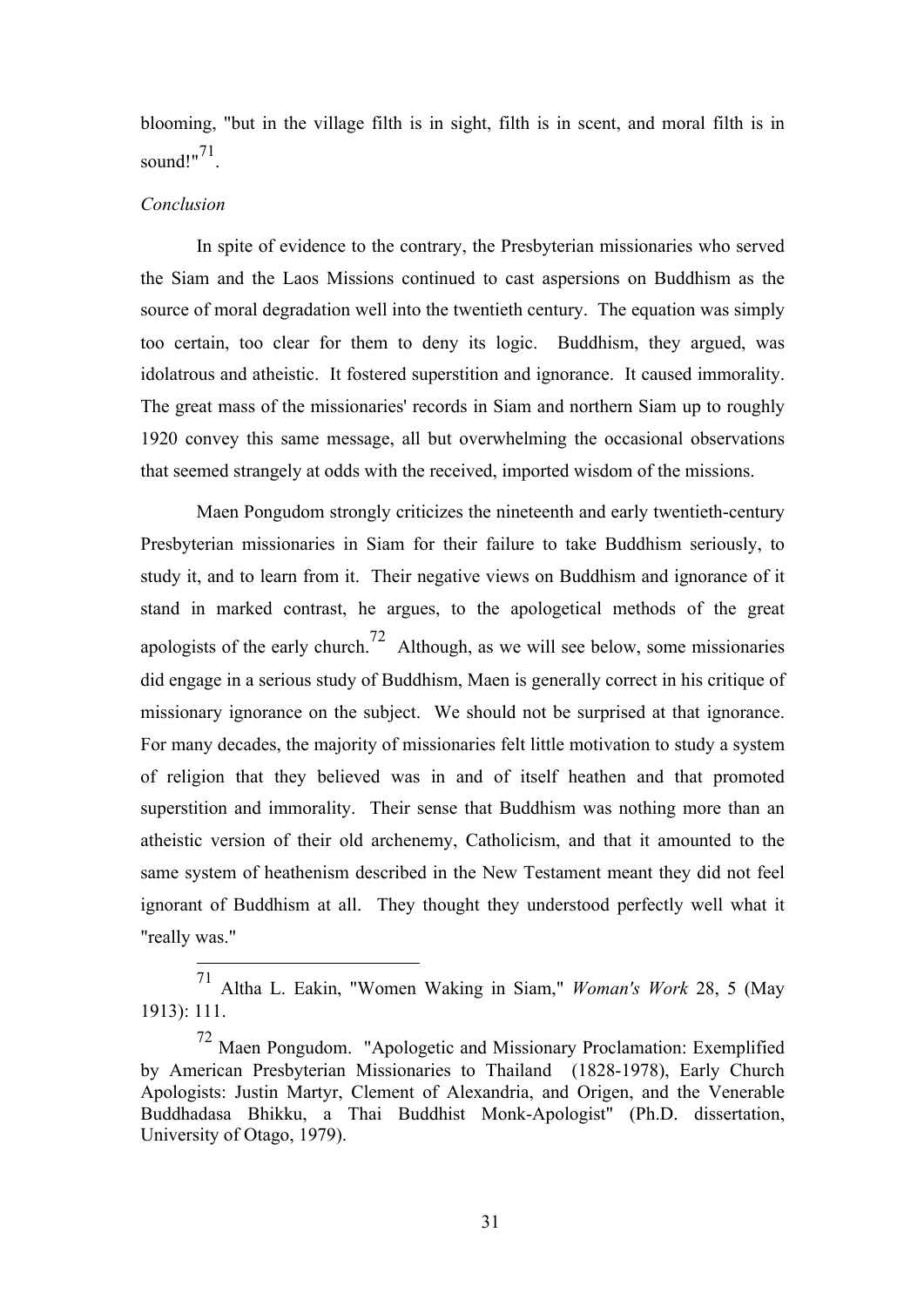blooming, "but in the village filth is in sight, filth is in scent, and moral filth is in sound!"[71].

*Conclusion*

In spite of evidence to the contrary, the Presbyterian missionaries who served the Siam and the Laos Missions continued to cast aspersions on Buddhism as the source of moral degradation well into the twentieth century. The equation was simply too certain, too clear for them to deny its logic. Buddhism, they argued, was idolatrous and atheistic. It fostered superstition and ignorance. It caused immorality. The great mass of the missionaries' records in Siam and northern Siam up to roughly 1920 convey this same message, all but overwhelming the occasional observations that seemed strangely at odds with the received, imported wisdom of the missions.

Maen Pongudom strongly criticizes the nineteenth and early twentieth-century Presbyterian missionaries in Siam for their failure to take Buddhism seriously, to study it, and to learn from it. Their negative views on Buddhism and ignorance of it stand in marked contrast, he argues, to the apologetical methods of the great apologists of the early church.[72] Although, as we will see below, some missionaries did engage in a serious study of Buddhism, Maen is generally correct in his critique of missionary ignorance on the subject. We should not be surprised at that ignorance. For many decades, the majority of missionaries felt little motivation to study a system of religion that they believed was in and of itself heathen and that promoted superstition and immorality. Their sense that Buddhism was nothing more than an atheistic version of their old archenemy, Catholicism, and that it amounted to the same system of heathenism described in the New Testament meant they did not feel ignorant of Buddhism at all. They thought they understood perfectly well what it "really was."

---

[71] Altha L. Eakin, "Women Waking in Siam," *Woman's Work* 28, 5 (May 1913): 111.

[72] Maen Pongudom. "Apologetic and Missionary Proclamation: Exemplified by American Presbyterian Missionaries to Thailand (1828-1978), Early Church Apologists: Justin Martyr, Clement of Alexandria, and Origen, and the Venerable Buddhadasa Bhikku, a Thai Buddhist Monk-Apologist" (Ph.D. dissertation, University of Otago, 1979).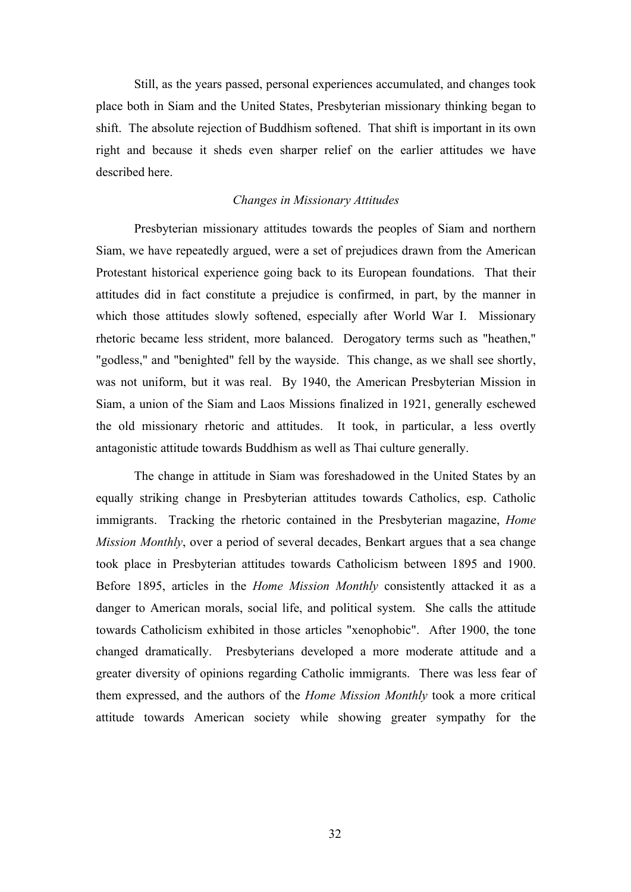Still, as the years passed, personal experiences accumulated, and changes took place both in Siam and the United States, Presbyterian missionary thinking began to shift. The absolute rejection of Buddhism softened. That shift is important in its own right and because it sheds even sharper relief on the earlier attitudes we have described here.

### *Changes in Missionary Attitudes*

Presbyterian missionary attitudes towards the peoples of Siam and northern Siam, we have repeatedly argued, were a set of prejudices drawn from the American Protestant historical experience going back to its European foundations. That their attitudes did in fact constitute a prejudice is confirmed, in part, by the manner in which those attitudes slowly softened, especially after World War I. Missionary rhetoric became less strident, more balanced. Derogatory terms such as "heathen," "godless," and "benighted" fell by the wayside. This change, as we shall see shortly, was not uniform, but it was real. By 1940, the American Presbyterian Mission in Siam, a union of the Siam and Laos Missions finalized in 1921, generally eschewed the old missionary rhetoric and attitudes. It took, in particular, a less overtly antagonistic attitude towards Buddhism as well as Thai culture generally.

The change in attitude in Siam was foreshadowed in the United States by an equally striking change in Presbyterian attitudes towards Catholics, esp. Catholic immigrants. Tracking the rhetoric contained in the Presbyterian magazine, *Home Mission Monthly*, over a period of several decades, Benkart argues that a sea change took place in Presbyterian attitudes towards Catholicism between 1895 and 1900. Before 1895, articles in the *Home Mission Monthly* consistently attacked it as a danger to American morals, social life, and political system. She calls the attitude towards Catholicism exhibited in those articles "xenophobic". After 1900, the tone changed dramatically. Presbyterians developed a more moderate attitude and a greater diversity of opinions regarding Catholic immigrants. There was less fear of them expressed, and the authors of the *Home Mission Monthly* took a more critical attitude towards American society while showing greater sympathy for the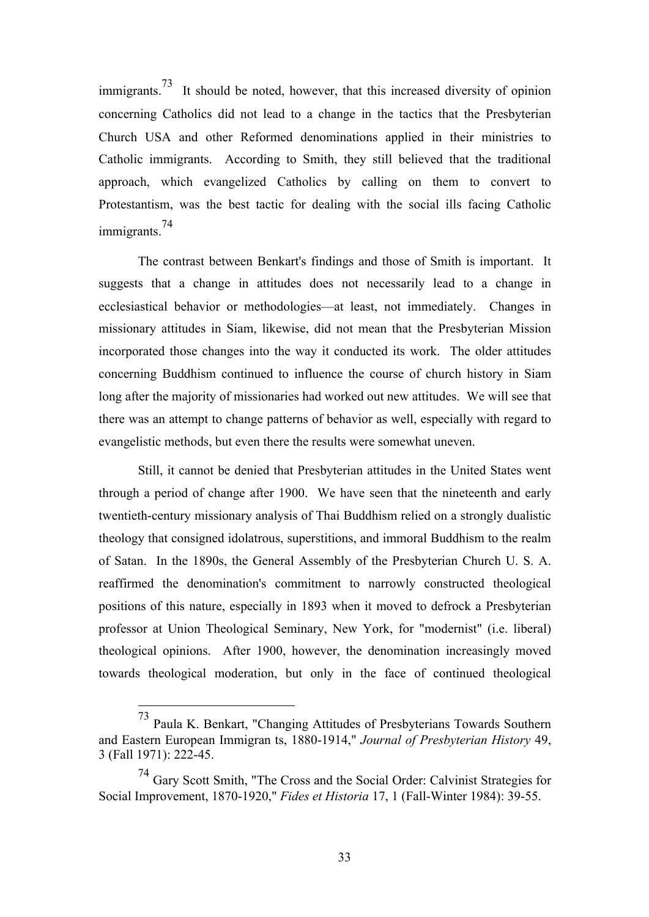immigrants.[73] It should be noted, however, that this increased diversity of opinion concerning Catholics did not lead to a change in the tactics that the Presbyterian Church USA and other Reformed denominations applied in their ministries to Catholic immigrants. According to Smith, they still believed that the traditional approach, which evangelized Catholics by calling on them to convert to Protestantism, was the best tactic for dealing with the social ills facing Catholic immigrants.[74]

The contrast between Benkart's findings and those of Smith is important. It suggests that a change in attitudes does not necessarily lead to a change in ecclesiastical behavior or methodologies—at least, not immediately. Changes in missionary attitudes in Siam, likewise, did not mean that the Presbyterian Mission incorporated those changes into the way it conducted its work. The older attitudes concerning Buddhism continued to influence the course of church history in Siam long after the majority of missionaries had worked out new attitudes. We will see that there was an attempt to change patterns of behavior as well, especially with regard to evangelistic methods, but even there the results were somewhat uneven.

Still, it cannot be denied that Presbyterian attitudes in the United States went through a period of change after 1900. We have seen that the nineteenth and early twentieth-century missionary analysis of Thai Buddhism relied on a strongly dualistic theology that consigned idolatrous, superstitions, and immoral Buddhism to the realm of Satan. In the 1890s, the General Assembly of the Presbyterian Church U. S. A. reaffirmed the denomination's commitment to narrowly constructed theological positions of this nature, especially in 1893 when it moved to defrock a Presbyterian professor at Union Theological Seminary, New York, for "modernist" (i.e. liberal) theological opinions. After 1900, however, the denomination increasingly moved towards theological moderation, but only in the face of continued theological

[73] Paula K. Benkart, "Changing Attitudes of Presbyterians Towards Southern and Eastern European Immigran ts, 1880-1914," *Journal of Presbyterian History* 49, 3 (Fall 1971): 222-45.

[74] Gary Scott Smith, "The Cross and the Social Order: Calvinist Strategies for Social Improvement, 1870-1920," *Fides et Historia* 17, 1 (Fall-Winter 1984): 39-55.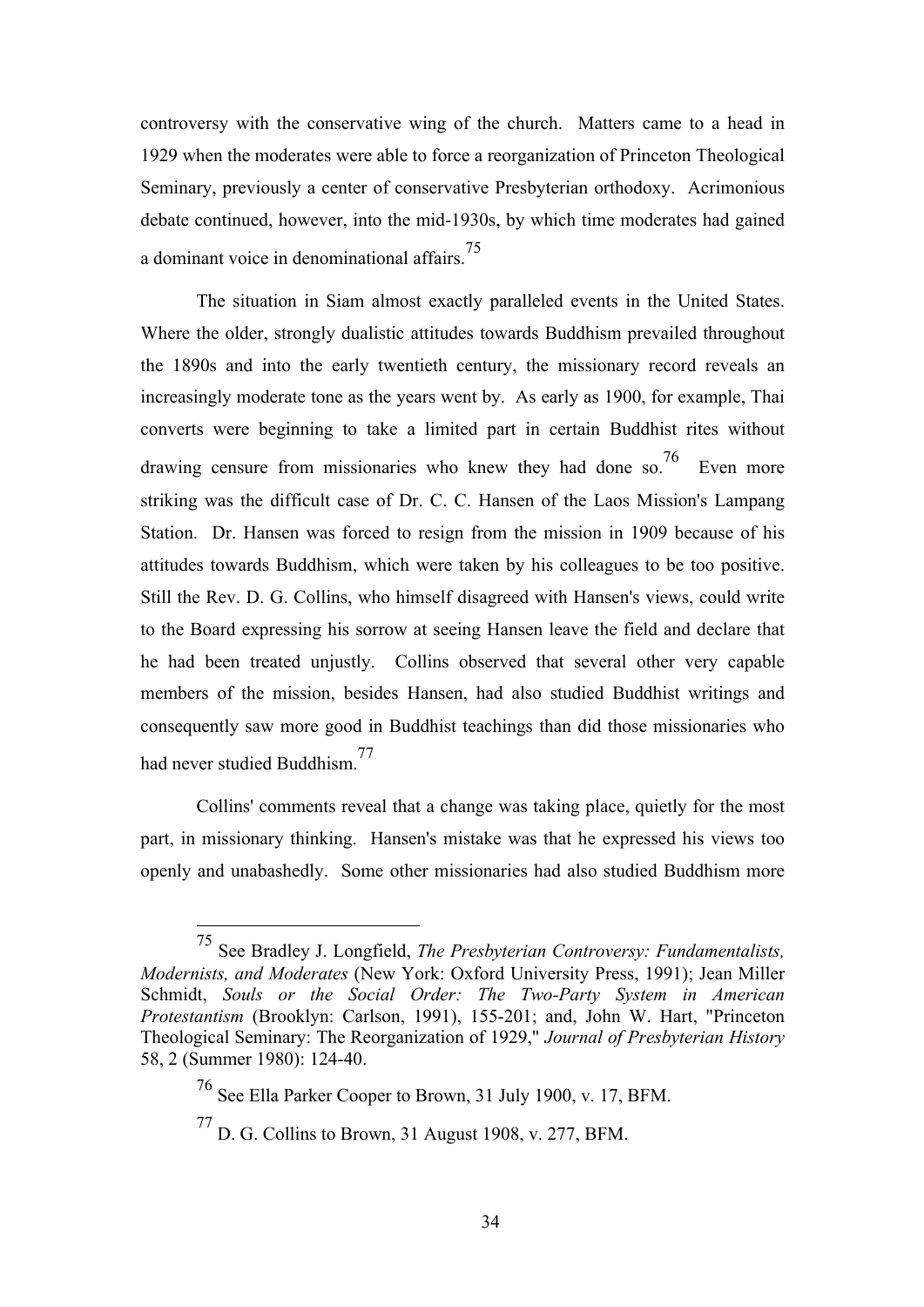controversy with the conservative wing of the church. Matters came to a head in 1929 when the moderates were able to force a reorganization of Princeton Theological Seminary, previously a center of conservative Presbyterian orthodoxy. Acrimonious debate continued, however, into the mid-1930s, by which time moderates had gained a dominant voice in denominational affairs.[75]

The situation in Siam almost exactly paralleled events in the United States. Where the older, strongly dualistic attitudes towards Buddhism prevailed throughout the 1890s and into the early twentieth century, the missionary record reveals an increasingly moderate tone as the years went by. As early as 1900, for example, Thai converts were beginning to take a limited part in certain Buddhist rites without drawing censure from missionaries who knew they had done so.[76] Even more striking was the difficult case of Dr. C. C. Hansen of the Laos Mission's Lampang Station. Dr. Hansen was forced to resign from the mission in 1909 because of his attitudes towards Buddhism, which were taken by his colleagues to be too positive. Still the Rev. D. G. Collins, who himself disagreed with Hansen's views, could write to the Board expressing his sorrow at seeing Hansen leave the field and declare that he had been treated unjustly. Collins observed that several other very capable members of the mission, besides Hansen, had also studied Buddhist writings and consequently saw more good in Buddhist teachings than did those missionaries who had never studied Buddhism.[77]

Collins' comments reveal that a change was taking place, quietly for the most part, in missionary thinking. Hansen's mistake was that he expressed his views too openly and unabashedly. Some other missionaries had also studied Buddhism more

---

[75] See Bradley J. Longfield, *The Presbyterian Controversy: Fundamentalists, Modernists, and Moderates* (New York: Oxford University Press, 1991); Jean Miller Schmidt, *Souls or the Social Order: The Two-Party System in American Protestantism* (Brooklyn: Carlson, 1991), 155-201; and, John W. Hart, "Princeton Theological Seminary: The Reorganization of 1929," *Journal of Presbyterian History* 58, 2 (Summer 1980): 124-40.

[76] See Ella Parker Cooper to Brown, 31 July 1900, v. 17, BFM.

[77] D. G. Collins to Brown, 31 August 1908, v. 277, BFM.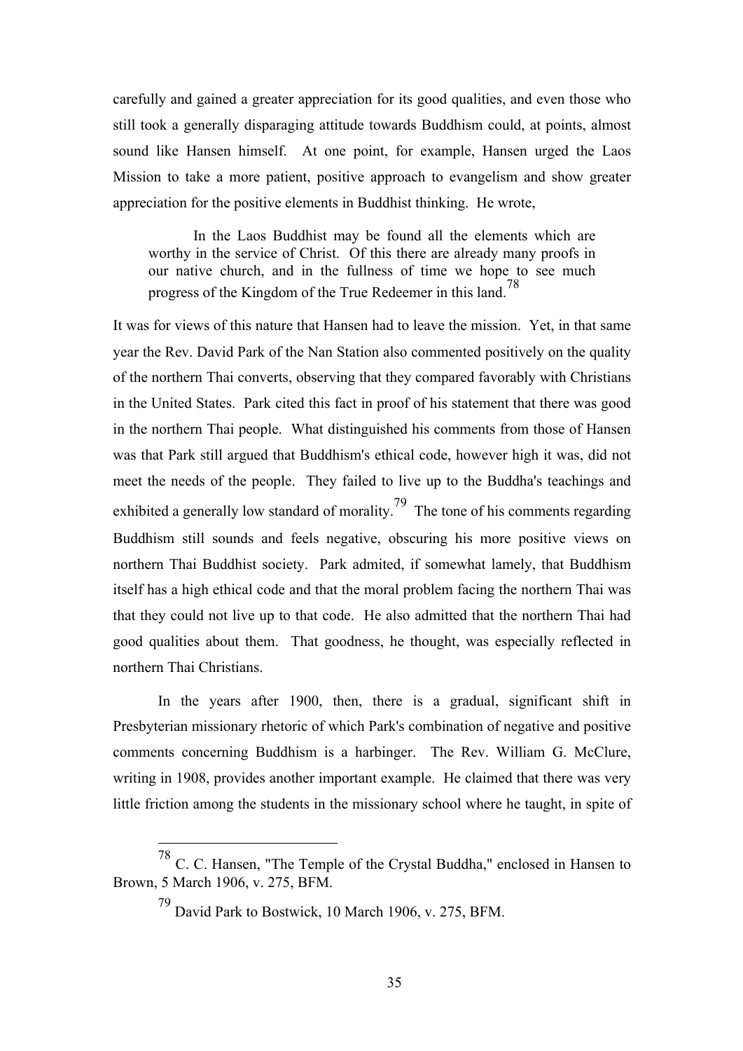carefully and gained a greater appreciation for its good qualities, and even those who still took a generally disparaging attitude towards Buddhism could, at points, almost sound like Hansen himself. At one point, for example, Hansen urged the Laos Mission to take a more patient, positive approach to evangelism and show greater appreciation for the positive elements in Buddhist thinking. He wrote,

> In the Laos Buddhist may be found all the elements which are worthy in the service of Christ. Of this there are already many proofs in our native church, and in the fullness of time we hope to see much progress of the Kingdom of the True Redeemer in this land.[78]

It was for views of this nature that Hansen had to leave the mission. Yet, in that same year the Rev. David Park of the Nan Station also commented positively on the quality of the northern Thai converts, observing that they compared favorably with Christians in the United States. Park cited this fact in proof of his statement that there was good in the northern Thai people. What distinguished his comments from those of Hansen was that Park still argued that Buddhism's ethical code, however high it was, did not meet the needs of the people. They failed to live up to the Buddha's teachings and exhibited a generally low standard of morality.[79] The tone of his comments regarding Buddhism still sounds and feels negative, obscuring his more positive views on northern Thai Buddhist society. Park admited, if somewhat lamely, that Buddhism itself has a high ethical code and that the moral problem facing the northern Thai was that they could not live up to that code. He also admitted that the northern Thai had good qualities about them. That goodness, he thought, was especially reflected in northern Thai Christians.

In the years after 1900, then, there is a gradual, significant shift in Presbyterian missionary rhetoric of which Park's combination of negative and positive comments concerning Buddhism is a harbinger. The Rev. William G. McClure, writing in 1908, provides another important example. He claimed that there was very little friction among the students in the missionary school where he taught, in spite of

---

[78] C. C. Hansen, "The Temple of the Crystal Buddha," enclosed in Hansen to Brown, 5 March 1906, v. 275, BFM.

[79] David Park to Bostwick, 10 March 1906, v. 275, BFM.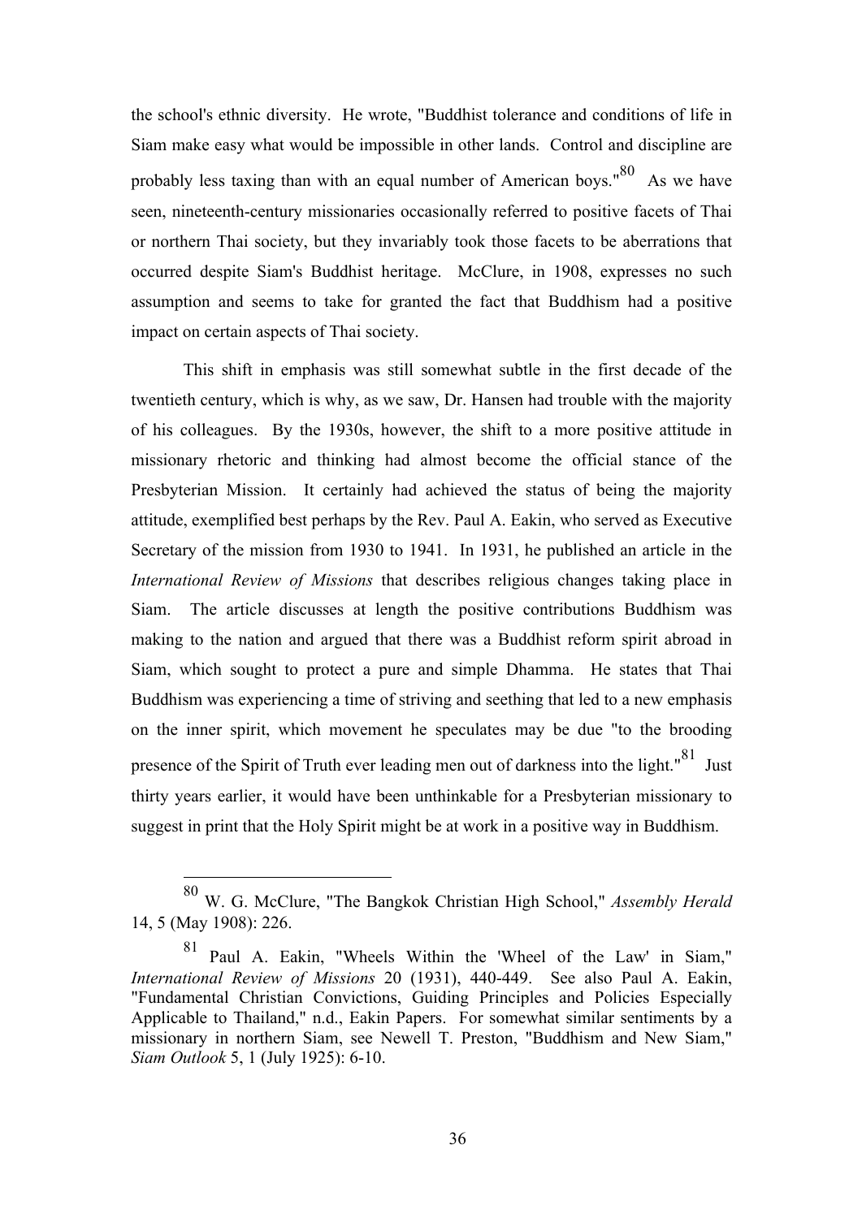the school's ethnic diversity. He wrote, "Buddhist tolerance and conditions of life in Siam make easy what would be impossible in other lands. Control and discipline are probably less taxing than with an equal number of American boys."[80] As we have seen, nineteenth-century missionaries occasionally referred to positive facets of Thai or northern Thai society, but they invariably took those facets to be aberrations that occurred despite Siam's Buddhist heritage. McClure, in 1908, expresses no such assumption and seems to take for granted the fact that Buddhism had a positive impact on certain aspects of Thai society.

This shift in emphasis was still somewhat subtle in the first decade of the twentieth century, which is why, as we saw, Dr. Hansen had trouble with the majority of his colleagues. By the 1930s, however, the shift to a more positive attitude in missionary rhetoric and thinking had almost become the official stance of the Presbyterian Mission. It certainly had achieved the status of being the majority attitude, exemplified best perhaps by the Rev. Paul A. Eakin, who served as Executive Secretary of the mission from 1930 to 1941. In 1931, he published an article in the *International Review of Missions* that describes religious changes taking place in Siam. The article discusses at length the positive contributions Buddhism was making to the nation and argued that there was a Buddhist reform spirit abroad in Siam, which sought to protect a pure and simple Dhamma. He states that Thai Buddhism was experiencing a time of striving and seething that led to a new emphasis on the inner spirit, which movement he speculates may be due "to the brooding presence of the Spirit of Truth ever leading men out of darkness into the light."[81] Just thirty years earlier, it would have been unthinkable for a Presbyterian missionary to suggest in print that the Holy Spirit might be at work in a positive way in Buddhism.

---

[80] W. G. McClure, "The Bangkok Christian High School," *Assembly Herald* 14, 5 (May 1908): 226.

[81] Paul A. Eakin, "Wheels Within the 'Wheel of the Law' in Siam," *International Review of Missions* 20 (1931), 440-449. See also Paul A. Eakin, "Fundamental Christian Convictions, Guiding Principles and Policies Especially Applicable to Thailand," n.d., Eakin Papers. For somewhat similar sentiments by a missionary in northern Siam, see Newell T. Preston, "Buddhism and New Siam," *Siam Outlook* 5, 1 (July 1925): 6-10.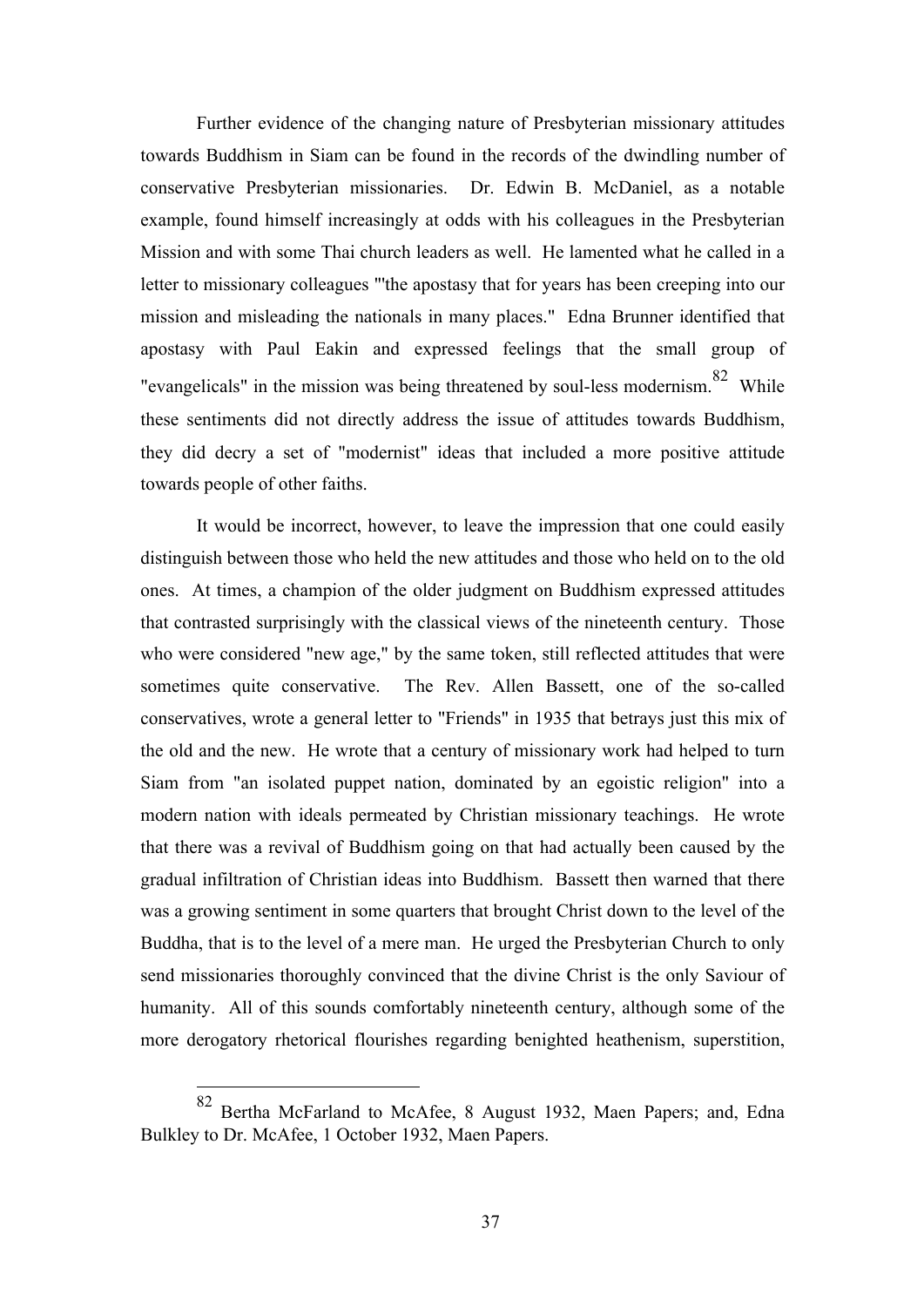Further evidence of the changing nature of Presbyterian missionary attitudes towards Buddhism in Siam can be found in the records of the dwindling number of conservative Presbyterian missionaries. Dr. Edwin B. McDaniel, as a notable example, found himself increasingly at odds with his colleagues in the Presbyterian Mission and with some Thai church leaders as well. He lamented what he called in a letter to missionary colleagues "'the apostasy that for years has been creeping into our mission and misleading the nationals in many places." Edna Brunner identified that apostasy with Paul Eakin and expressed feelings that the small group of "evangelicals" in the mission was being threatened by soul-less modernism.[82] While these sentiments did not directly address the issue of attitudes towards Buddhism, they did decry a set of "modernist" ideas that included a more positive attitude towards people of other faiths.

It would be incorrect, however, to leave the impression that one could easily distinguish between those who held the new attitudes and those who held on to the old ones. At times, a champion of the older judgment on Buddhism expressed attitudes that contrasted surprisingly with the classical views of the nineteenth century. Those who were considered "new age," by the same token, still reflected attitudes that were sometimes quite conservative. The Rev. Allen Bassett, one of the so-called conservatives, wrote a general letter to "Friends" in 1935 that betrays just this mix of the old and the new. He wrote that a century of missionary work had helped to turn Siam from "an isolated puppet nation, dominated by an egoistic religion" into a modern nation with ideals permeated by Christian missionary teachings. He wrote that there was a revival of Buddhism going on that had actually been caused by the gradual infiltration of Christian ideas into Buddhism. Bassett then warned that there was a growing sentiment in some quarters that brought Christ down to the level of the Buddha, that is to the level of a mere man. He urged the Presbyterian Church to only send missionaries thoroughly convinced that the divine Christ is the only Saviour of humanity. All of this sounds comfortably nineteenth century, although some of the more derogatory rhetorical flourishes regarding benighted heathenism, superstition,

---

[82] Bertha McFarland to McAfee, 8 August 1932, Maen Papers; and, Edna Bulkley to Dr. McAfee, 1 October 1932, Maen Papers.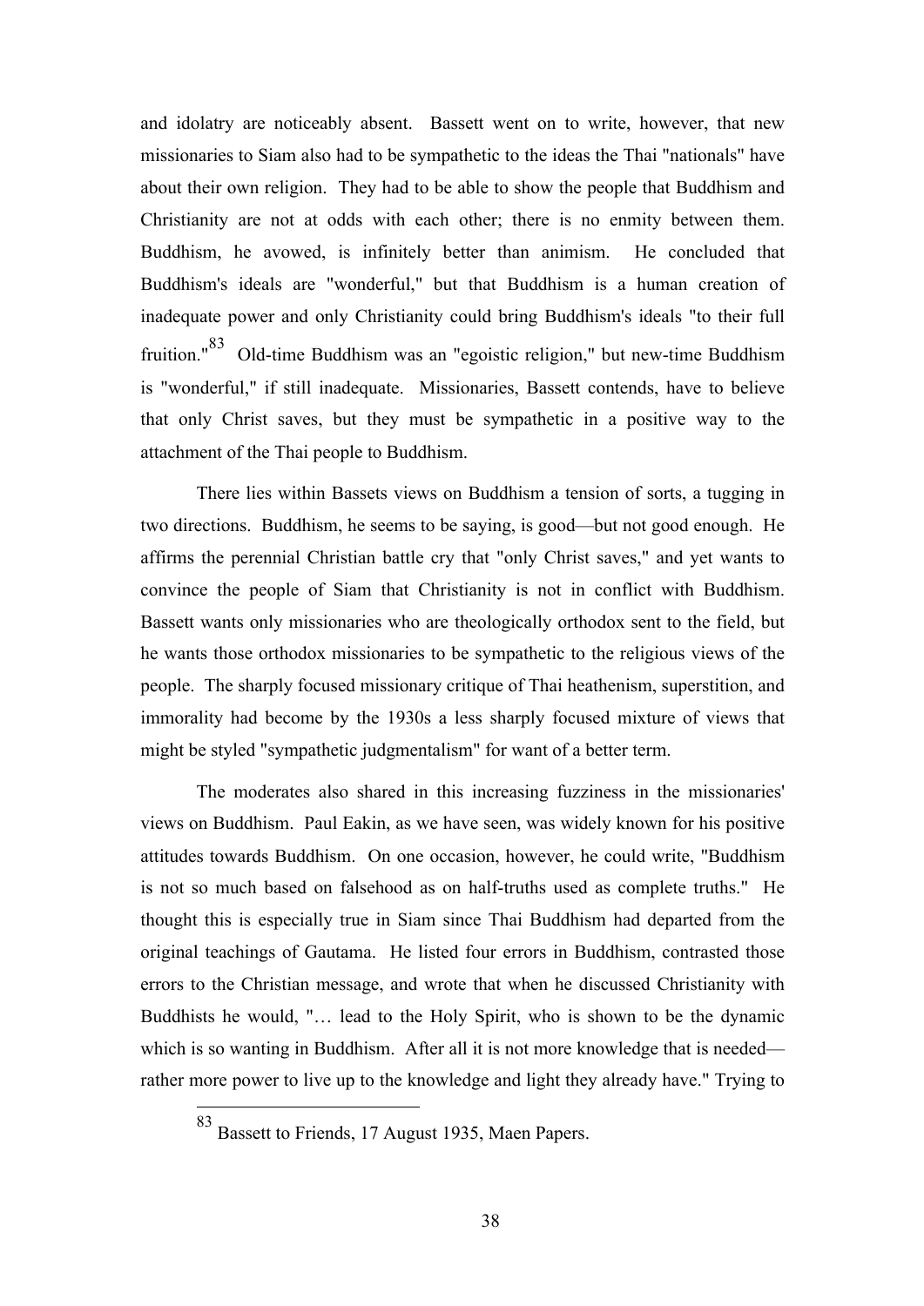and idolatry are noticeably absent. Bassett went on to write, however, that new missionaries to Siam also had to be sympathetic to the ideas the Thai "nationals" have about their own religion. They had to be able to show the people that Buddhism and Christianity are not at odds with each other; there is no enmity between them. Buddhism, he avowed, is infinitely better than animism. He concluded that Buddhism's ideals are "wonderful," but that Buddhism is a human creation of inadequate power and only Christianity could bring Buddhism's ideals "to their full fruition."[83] Old-time Buddhism was an "egoistic religion," but new-time Buddhism is "wonderful," if still inadequate. Missionaries, Bassett contends, have to believe that only Christ saves, but they must be sympathetic in a positive way to the attachment of the Thai people to Buddhism.

There lies within Bassets views on Buddhism a tension of sorts, a tugging in two directions. Buddhism, he seems to be saying, is good—but not good enough. He affirms the perennial Christian battle cry that "only Christ saves," and yet wants to convince the people of Siam that Christianity is not in conflict with Buddhism. Bassett wants only missionaries who are theologically orthodox sent to the field, but he wants those orthodox missionaries to be sympathetic to the religious views of the people. The sharply focused missionary critique of Thai heathenism, superstition, and immorality had become by the 1930s a less sharply focused mixture of views that might be styled "sympathetic judgmentalism" for want of a better term.

The moderates also shared in this increasing fuzziness in the missionaries' views on Buddhism. Paul Eakin, as we have seen, was widely known for his positive attitudes towards Buddhism. On one occasion, however, he could write, "Buddhism is not so much based on falsehood as on half-truths used as complete truths." He thought this is especially true in Siam since Thai Buddhism had departed from the original teachings of Gautama. He listed four errors in Buddhism, contrasted those errors to the Christian message, and wrote that when he discussed Christianity with Buddhists he would, "… lead to the Holy Spirit, who is shown to be the dynamic which is so wanting in Buddhism. After all it is not more knowledge that is needed—rather more power to live up to the knowledge and light they already have." Trying to

---

[83] Bassett to Friends, 17 August 1935, Maen Papers.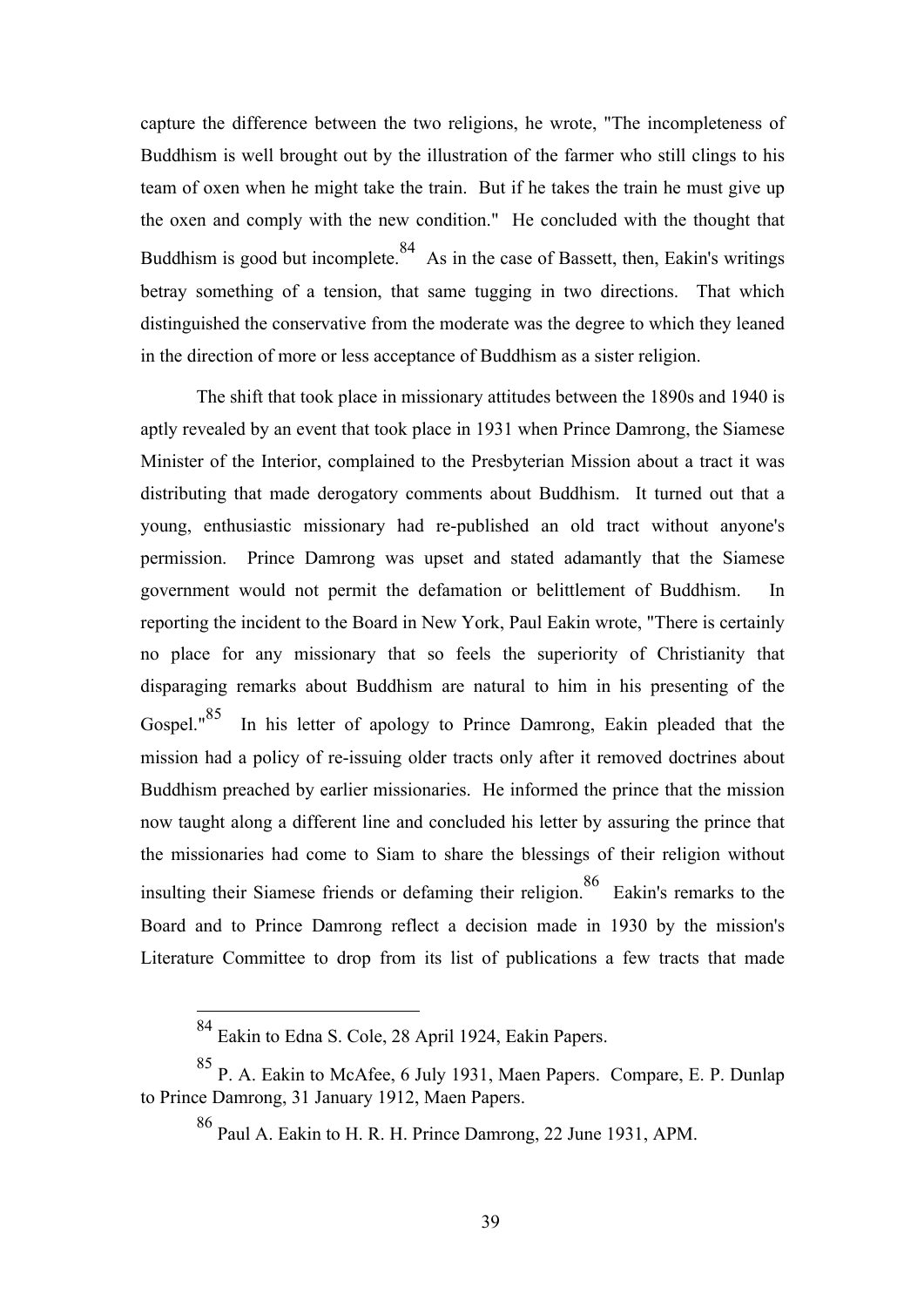capture the difference between the two religions, he wrote, "The incompleteness of Buddhism is well brought out by the illustration of the farmer who still clings to his team of oxen when he might take the train. But if he takes the train he must give up the oxen and comply with the new condition." He concluded with the thought that Buddhism is good but incomplete.[84] As in the case of Bassett, then, Eakin's writings betray something of a tension, that same tugging in two directions. That which distinguished the conservative from the moderate was the degree to which they leaned in the direction of more or less acceptance of Buddhism as a sister religion.

The shift that took place in missionary attitudes between the 1890s and 1940 is aptly revealed by an event that took place in 1931 when Prince Damrong, the Siamese Minister of the Interior, complained to the Presbyterian Mission about a tract it was distributing that made derogatory comments about Buddhism. It turned out that a young, enthusiastic missionary had re-published an old tract without anyone's permission. Prince Damrong was upset and stated adamantly that the Siamese government would not permit the defamation or belittlement of Buddhism. In reporting the incident to the Board in New York, Paul Eakin wrote, "There is certainly no place for any missionary that so feels the superiority of Christianity that disparaging remarks about Buddhism are natural to him in his presenting of the Gospel."[85] In his letter of apology to Prince Damrong, Eakin pleaded that the mission had a policy of re-issuing older tracts only after it removed doctrines about Buddhism preached by earlier missionaries. He informed the prince that the mission now taught along a different line and concluded his letter by assuring the prince that the missionaries had come to Siam to share the blessings of their religion without insulting their Siamese friends or defaming their religion.[86] Eakin's remarks to the Board and to Prince Damrong reflect a decision made in 1930 by the mission's Literature Committee to drop from its list of publications a few tracts that made

---

[84] Eakin to Edna S. Cole, 28 April 1924, Eakin Papers.

[85] P. A. Eakin to McAfee, 6 July 1931, Maen Papers. Compare, E. P. Dunlap to Prince Damrong, 31 January 1912, Maen Papers.

[86] Paul A. Eakin to H. R. H. Prince Damrong, 22 June 1931, APM.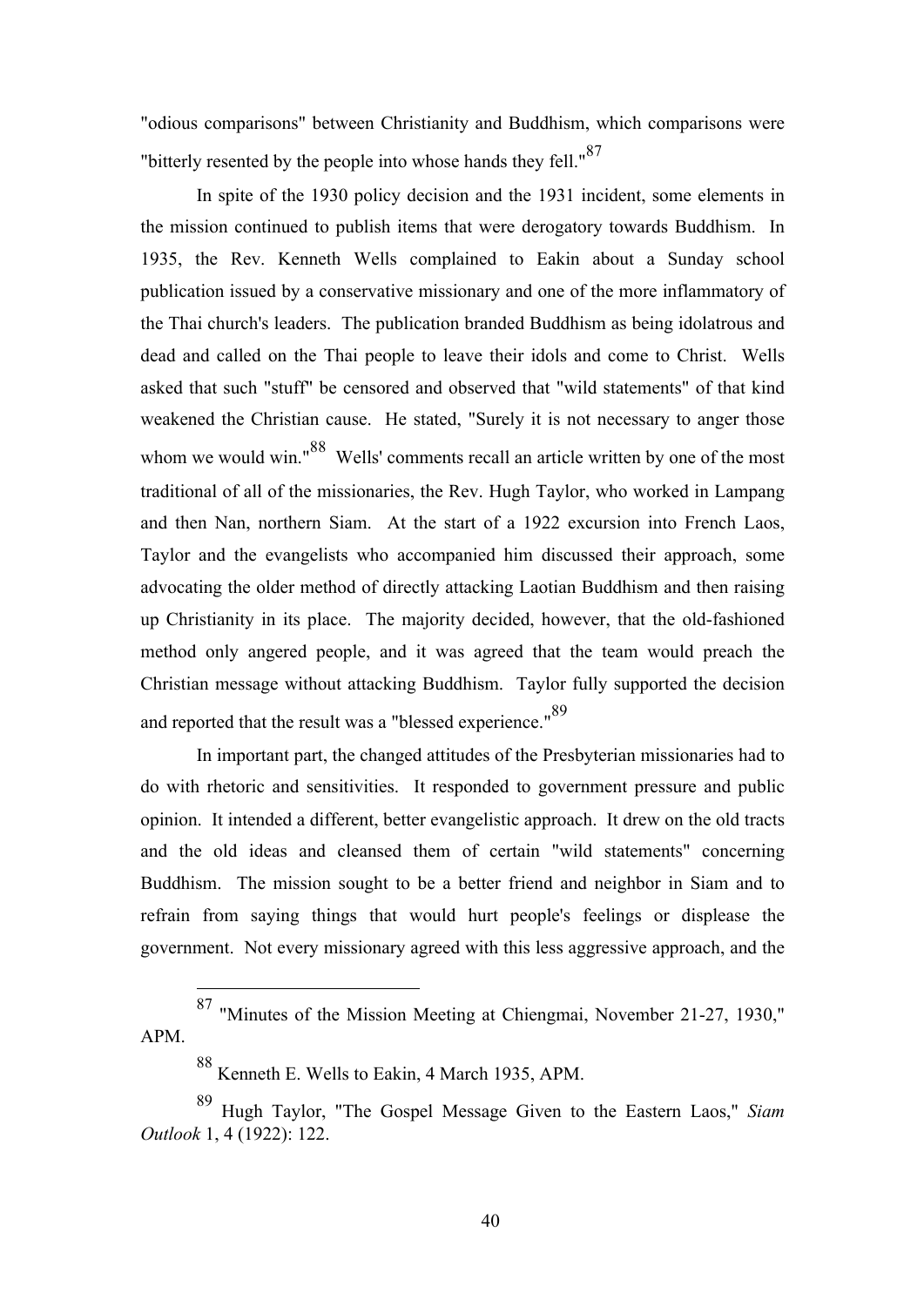"odious comparisons" between Christianity and Buddhism, which comparisons were "bitterly resented by the people into whose hands they fell."[87]

In spite of the 1930 policy decision and the 1931 incident, some elements in the mission continued to publish items that were derogatory towards Buddhism. In 1935, the Rev. Kenneth Wells complained to Eakin about a Sunday school publication issued by a conservative missionary and one of the more inflammatory of the Thai church's leaders. The publication branded Buddhism as being idolatrous and dead and called on the Thai people to leave their idols and come to Christ. Wells asked that such "stuff" be censored and observed that "wild statements" of that kind weakened the Christian cause. He stated, "Surely it is not necessary to anger those whom we would win."[88] Wells' comments recall an article written by one of the most traditional of all of the missionaries, the Rev. Hugh Taylor, who worked in Lampang and then Nan, northern Siam. At the start of a 1922 excursion into French Laos, Taylor and the evangelists who accompanied him discussed their approach, some advocating the older method of directly attacking Laotian Buddhism and then raising up Christianity in its place. The majority decided, however, that the old-fashioned method only angered people, and it was agreed that the team would preach the Christian message without attacking Buddhism. Taylor fully supported the decision and reported that the result was a "blessed experience."[89]

In important part, the changed attitudes of the Presbyterian missionaries had to do with rhetoric and sensitivities. It responded to government pressure and public opinion. It intended a different, better evangelistic approach. It drew on the old tracts and the old ideas and cleansed them of certain "wild statements" concerning Buddhism. The mission sought to be a better friend and neighbor in Siam and to refrain from saying things that would hurt people's feelings or displease the government. Not every missionary agreed with this less aggressive approach, and the

---

[87] "Minutes of the Mission Meeting at Chiengmai, November 21-27, 1930," APM.

[88] Kenneth E. Wells to Eakin, 4 March 1935, APM.

[89] Hugh Taylor, "The Gospel Message Given to the Eastern Laos," *Siam Outlook* 1, 4 (1922): 122.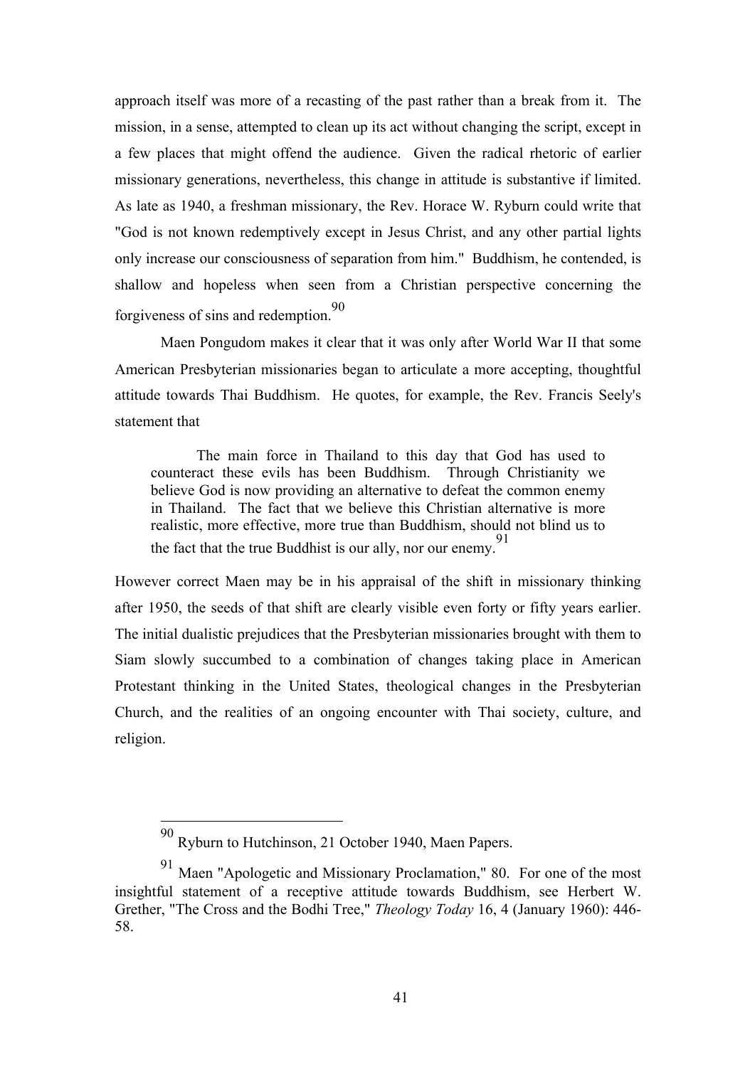approach itself was more of a recasting of the past rather than a break from it. The mission, in a sense, attempted to clean up its act without changing the script, except in a few places that might offend the audience. Given the radical rhetoric of earlier missionary generations, nevertheless, this change in attitude is substantive if limited. As late as 1940, a freshman missionary, the Rev. Horace W. Ryburn could write that "God is not known redemptively except in Jesus Christ, and any other partial lights only increase our consciousness of separation from him." Buddhism, he contended, is shallow and hopeless when seen from a Christian perspective concerning the forgiveness of sins and redemption.[90]

Maen Pongudom makes it clear that it was only after World War II that some American Presbyterian missionaries began to articulate a more accepting, thoughtful attitude towards Thai Buddhism. He quotes, for example, the Rev. Francis Seely's statement that

> The main force in Thailand to this day that God has used to counteract these evils has been Buddhism. Through Christianity we believe God is now providing an alternative to defeat the common enemy in Thailand. The fact that we believe this Christian alternative is more realistic, more effective, more true than Buddhism, should not blind us to the fact that the true Buddhist is our ally, nor our enemy.[91]

However correct Maen may be in his appraisal of the shift in missionary thinking after 1950, the seeds of that shift are clearly visible even forty or fifty years earlier. The initial dualistic prejudices that the Presbyterian missionaries brought with them to Siam slowly succumbed to a combination of changes taking place in American Protestant thinking in the United States, theological changes in the Presbyterian Church, and the realities of an ongoing encounter with Thai society, culture, and religion.

---

[90] Ryburn to Hutchinson, 21 October 1940, Maen Papers.

[91] Maen "Apologetic and Missionary Proclamation," 80. For one of the most insightful statement of a receptive attitude towards Buddhism, see Herbert W. Grether, "The Cross and the Bodhi Tree," *Theology Today* 16, 4 (January 1960): 446-58.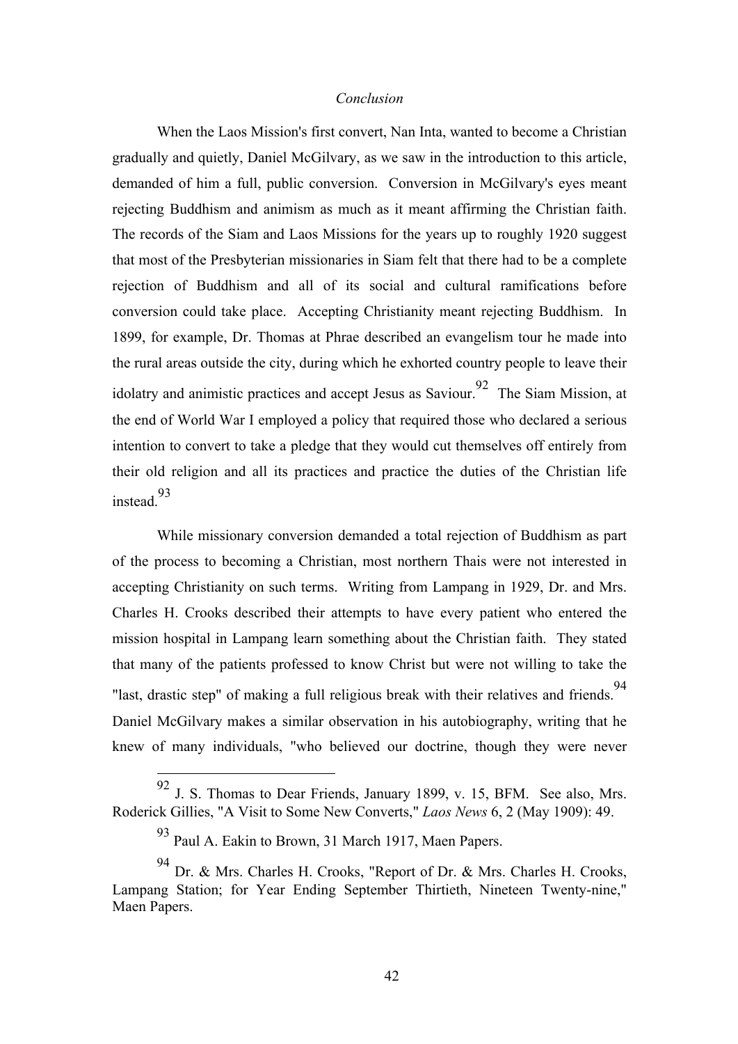## *Conclusion*

When the Laos Mission's first convert, Nan Inta, wanted to become a Christian gradually and quietly, Daniel McGilvary, as we saw in the introduction to this article, demanded of him a full, public conversion. Conversion in McGilvary's eyes meant rejecting Buddhism and animism as much as it meant affirming the Christian faith. The records of the Siam and Laos Missions for the years up to roughly 1920 suggest that most of the Presbyterian missionaries in Siam felt that there had to be a complete rejection of Buddhism and all of its social and cultural ramifications before conversion could take place. Accepting Christianity meant rejecting Buddhism. In 1899, for example, Dr. Thomas at Phrae described an evangelism tour he made into the rural areas outside the city, during which he exhorted country people to leave their idolatry and animistic practices and accept Jesus as Saviour.[92] The Siam Mission, at the end of World War I employed a policy that required those who declared a serious intention to convert to take a pledge that they would cut themselves off entirely from their old religion and all its practices and practice the duties of the Christian life instead.[93]

While missionary conversion demanded a total rejection of Buddhism as part of the process to becoming a Christian, most northern Thais were not interested in accepting Christianity on such terms. Writing from Lampang in 1929, Dr. and Mrs. Charles H. Crooks described their attempts to have every patient who entered the mission hospital in Lampang learn something about the Christian faith. They stated that many of the patients professed to know Christ but were not willing to take the "last, drastic step" of making a full religious break with their relatives and friends.[94] Daniel McGilvary makes a similar observation in his autobiography, writing that he knew of many individuals, "who believed our doctrine, though they were never

---

[92] J. S. Thomas to Dear Friends, January 1899, v. 15, BFM. See also, Mrs. Roderick Gillies, "A Visit to Some New Converts," *Laos News* 6, 2 (May 1909): 49.

[93] Paul A. Eakin to Brown, 31 March 1917, Maen Papers.

[94] Dr. & Mrs. Charles H. Crooks, "Report of Dr. & Mrs. Charles H. Crooks, Lampang Station; for Year Ending September Thirtieth, Nineteen Twenty-nine," Maen Papers.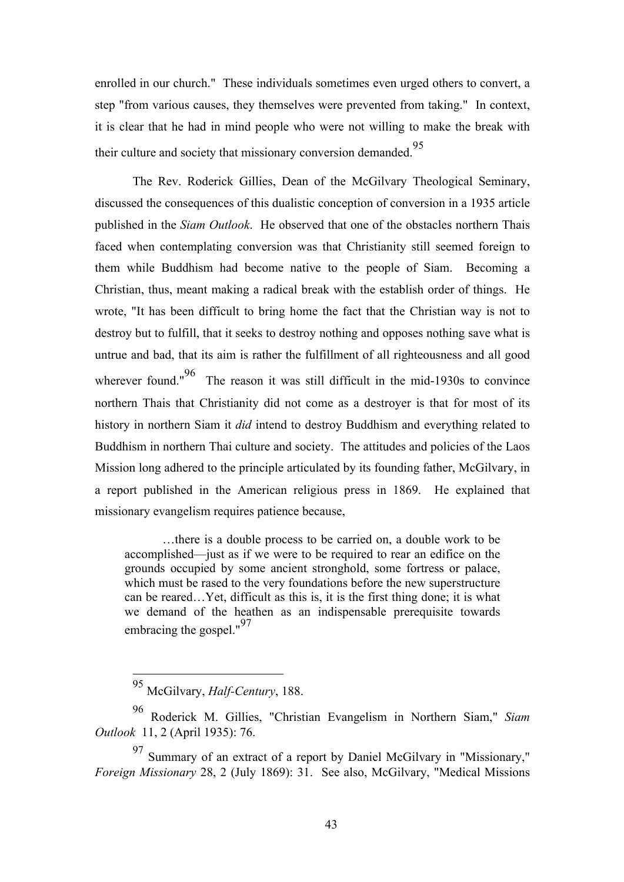enrolled in our church." These individuals sometimes even urged others to convert, a step "from various causes, they themselves were prevented from taking." In context, it is clear that he had in mind people who were not willing to make the break with their culture and society that missionary conversion demanded.[95]

The Rev. Roderick Gillies, Dean of the McGilvary Theological Seminary, discussed the consequences of this dualistic conception of conversion in a 1935 article published in the *Siam Outlook*. He observed that one of the obstacles northern Thais faced when contemplating conversion was that Christianity still seemed foreign to them while Buddhism had become native to the people of Siam. Becoming a Christian, thus, meant making a radical break with the establish order of things. He wrote, "It has been difficult to bring home the fact that the Christian way is not to destroy but to fulfill, that it seeks to destroy nothing and opposes nothing save what is untrue and bad, that its aim is rather the fulfillment of all righteousness and all good wherever found."[96] The reason it was still difficult in the mid-1930s to convince northern Thais that Christianity did not come as a destroyer is that for most of its history in northern Siam it *did* intend to destroy Buddhism and everything related to Buddhism in northern Thai culture and society. The attitudes and policies of the Laos Mission long adhered to the principle articulated by its founding father, McGilvary, in a report published in the American religious press in 1869. He explained that missionary evangelism requires patience because,

> …there is a double process to be carried on, a double work to be accomplished—just as if we were to be required to rear an edifice on the grounds occupied by some ancient stronghold, some fortress or palace, which must be rased to the very foundations before the new superstructure can be reared…Yet, difficult as this is, it is the first thing done; it is what we demand of the heathen as an indispensable prerequisite towards embracing the gospel."[97]

---

[95] McGilvary, *Half-Century*, 188.

[96] Roderick M. Gillies, "Christian Evangelism in Northern Siam," *Siam Outlook* 11, 2 (April 1935): 76.

[97] Summary of an extract of a report by Daniel McGilvary in "Missionary," *Foreign Missionary* 28, 2 (July 1869): 31. See also, McGilvary, "Medical Missions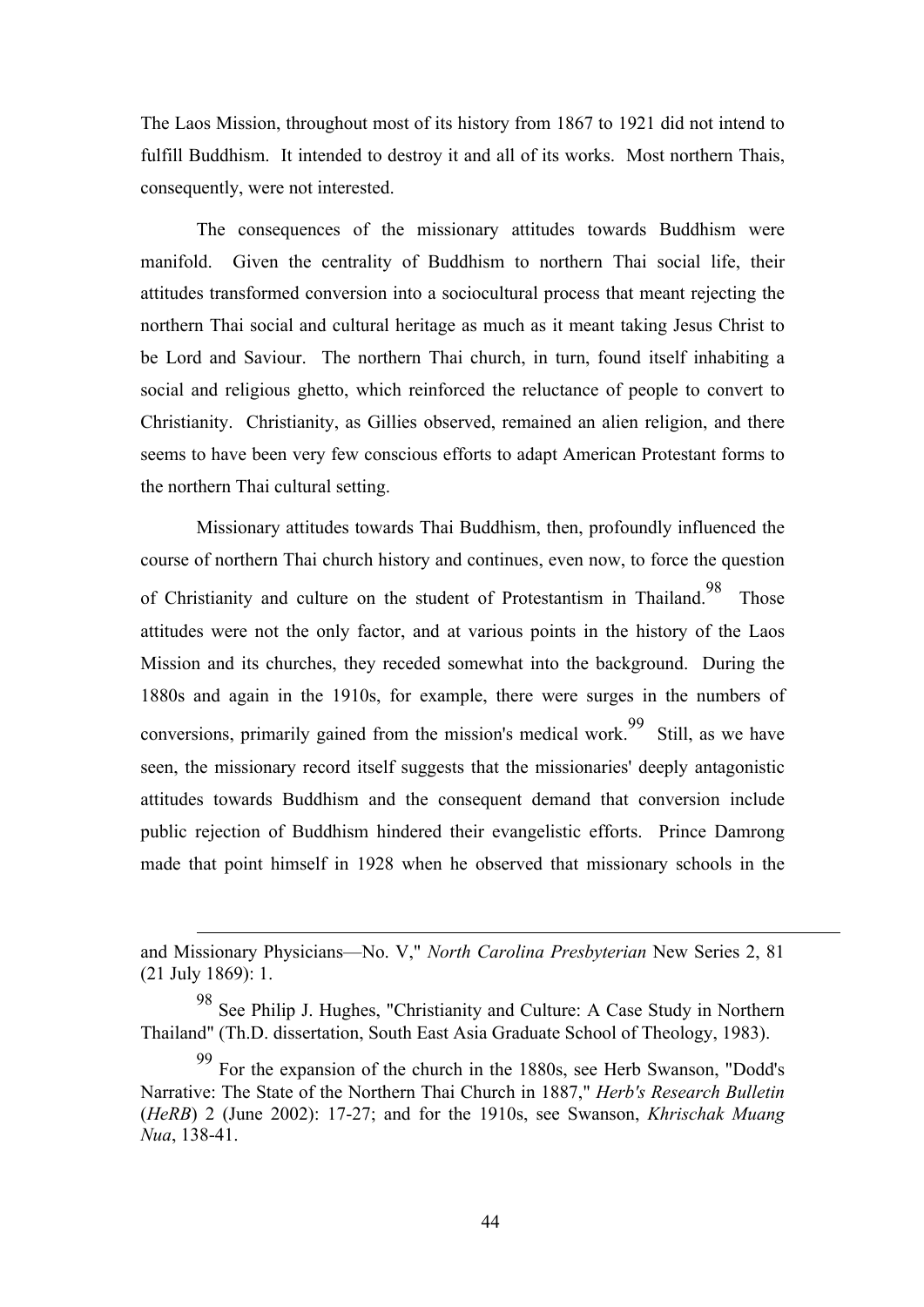The Laos Mission, throughout most of its history from 1867 to 1921 did not intend to fulfill Buddhism. It intended to destroy it and all of its works. Most northern Thais, consequently, were not interested.

The consequences of the missionary attitudes towards Buddhism were manifold. Given the centrality of Buddhism to northern Thai social life, their attitudes transformed conversion into a sociocultural process that meant rejecting the northern Thai social and cultural heritage as much as it meant taking Jesus Christ to be Lord and Saviour. The northern Thai church, in turn, found itself inhabiting a social and religious ghetto, which reinforced the reluctance of people to convert to Christianity. Christianity, as Gillies observed, remained an alien religion, and there seems to have been very few conscious efforts to adapt American Protestant forms to the northern Thai cultural setting.

Missionary attitudes towards Thai Buddhism, then, profoundly influenced the course of northern Thai church history and continues, even now, to force the question of Christianity and culture on the student of Protestantism in Thailand.[98] Those attitudes were not the only factor, and at various points in the history of the Laos Mission and its churches, they receded somewhat into the background. During the 1880s and again in the 1910s, for example, there were surges in the numbers of conversions, primarily gained from the mission's medical work.[99] Still, as we have seen, the missionary record itself suggests that the missionaries' deeply antagonistic attitudes towards Buddhism and the consequent demand that conversion include public rejection of Buddhism hindered their evangelistic efforts. Prince Damrong made that point himself in 1928 when he observed that missionary schools in the

---

and Missionary Physicians—No. V," *North Carolina Presbyterian* New Series 2, 81 (21 July 1869): 1.

[98] See Philip J. Hughes, "Christianity and Culture: A Case Study in Northern Thailand" (Th.D. dissertation, South East Asia Graduate School of Theology, 1983).

[99] For the expansion of the church in the 1880s, see Herb Swanson, "Dodd's Narrative: The State of the Northern Thai Church in 1887," *Herb's Research Bulletin* (*HeRB*) 2 (June 2002): 17-27; and for the 1910s, see Swanson, *Khrischak Muang Nua*, 138-41.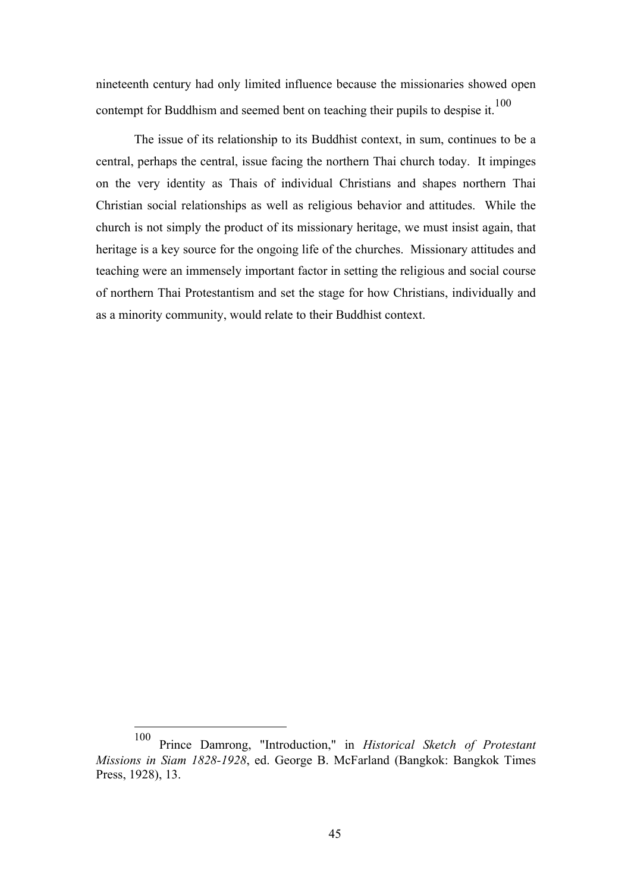nineteenth century had only limited influence because the missionaries showed open contempt for Buddhism and seemed bent on teaching their pupils to despise it.[100]

The issue of its relationship to its Buddhist context, in sum, continues to be a central, perhaps the central, issue facing the northern Thai church today. It impinges on the very identity as Thais of individual Christians and shapes northern Thai Christian social relationships as well as religious behavior and attitudes. While the church is not simply the product of its missionary heritage, we must insist again, that heritage is a key source for the ongoing life of the churches. Missionary attitudes and teaching were an immensely important factor in setting the religious and social course of northern Thai Protestantism and set the stage for how Christians, individually and as a minority community, would relate to their Buddhist context.

---

[100] Prince Damrong, "Introduction," in *Historical Sketch of Protestant Missions in Siam 1828-1928*, ed. George B. McFarland (Bangkok: Bangkok Times Press, 1928), 13.